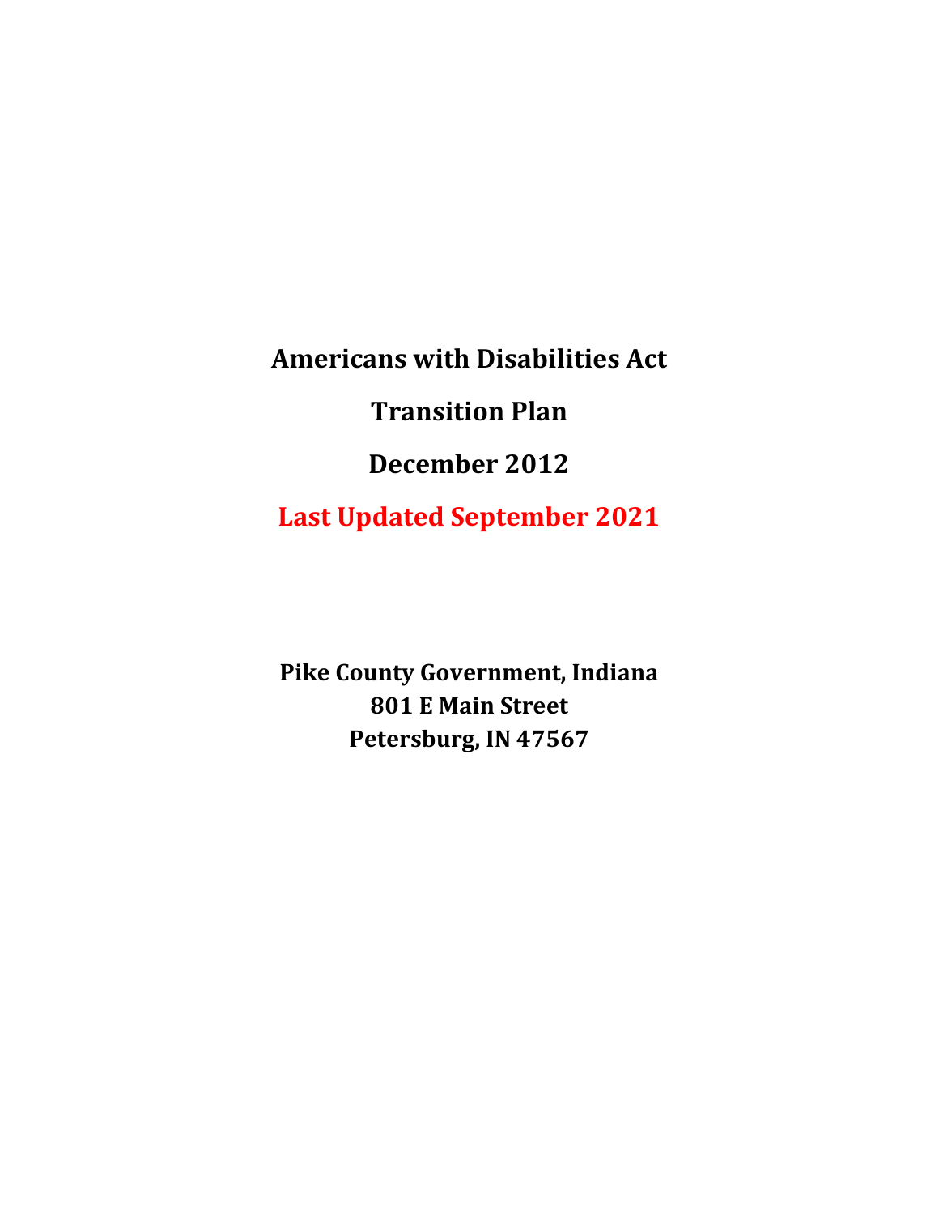# Americans with Disabilities Act

# Transition Plan

# December 2012

# Last Updated September 2021

**Pike County Government, Indiana**
**801 E Main Street**
**Petersburg, IN 47567**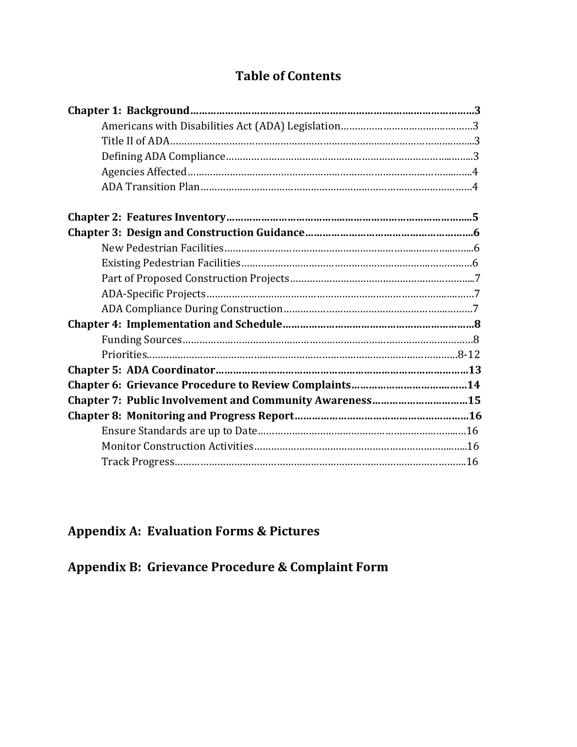# Table of Contents

**Chapter 1: Background……………………………………………………………………………………3**

- Americans with Disabilities Act (ADA) Legislation………………………………………3
- Title II of ADA……………………………………………………………………………………...3
- Defining ADA Compliance……………………………………………………………………...3
- Agencies Affected…………………………………………………………………………………4
- ADA Transition Plan……………………………………………………………………………4

**Chapter 2: Features Inventory…………………………………………………………………………5**

**Chapter 3: Design and Construction Guidance……………………………………………………6**

- New Pedestrian Facilities………………………………………………………………………...6
- Existing Pedestrian Facilities…………………………………………………………………6
- Part of Proposed Construction Projects……………………………………………………...7
- ADA-Specific Projects……………………………………………………………………………7
- ADA Compliance During Construction………………………………………………………7

**Chapter 4: Implementation and Schedule…………………………………………………………8**

- Funding Sources…………………………………………………………………………………8
- Priorities……………………………………………………………………………………………8-12

**Chapter 5: ADA Coordinator…………………………………………………………………………13**

**Chapter 6: Grievance Procedure to Review Complaints…………………………………14**

**Chapter 7: Public Involvement and Community Awareness……………………………15**

**Chapter 8: Monitoring and Progress Report……………………………………………………16**

- Ensure Standards are up to Date………………………………………………………………16
- Monitor Construction Activities………………………………………………………………16
- Track Progress……………………………………………………………………………………..16

## Appendix A: Evaluation Forms & Pictures

## Appendix B: Grievance Procedure & Complaint Form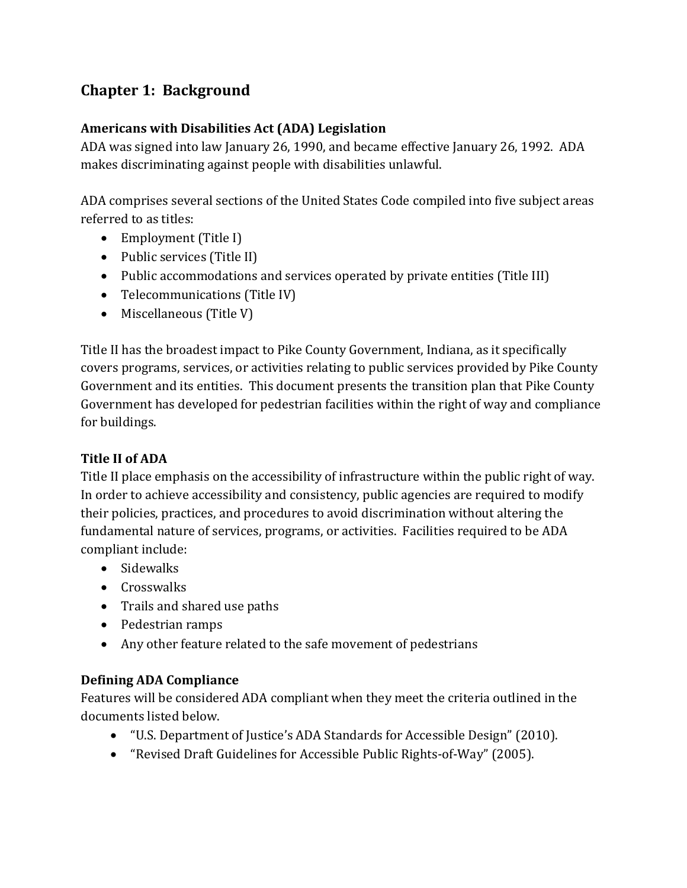## Chapter 1: Background

### Americans with Disabilities Act (ADA) Legislation

ADA was signed into law January 26, 1990, and became effective January 26, 1992. ADA makes discriminating against people with disabilities unlawful.

ADA comprises several sections of the United States Code compiled into five subject areas referred to as titles:

- Employment (Title I)
- Public services (Title II)
- Public accommodations and services operated by private entities (Title III)
- Telecommunications (Title IV)
- Miscellaneous (Title V)

Title II has the broadest impact to Pike County Government, Indiana, as it specifically covers programs, services, or activities relating to public services provided by Pike County Government and its entities. This document presents the transition plan that Pike County Government has developed for pedestrian facilities within the right of way and compliance for buildings.

### Title II of ADA

Title II place emphasis on the accessibility of infrastructure within the public right of way. In order to achieve accessibility and consistency, public agencies are required to modify their policies, practices, and procedures to avoid discrimination without altering the fundamental nature of services, programs, or activities. Facilities required to be ADA compliant include:

- Sidewalks
- Crosswalks
- Trails and shared use paths
- Pedestrian ramps
- Any other feature related to the safe movement of pedestrians

### Defining ADA Compliance

Features will be considered ADA compliant when they meet the criteria outlined in the documents listed below.

- "U.S. Department of Justice's ADA Standards for Accessible Design" (2010).
- "Revised Draft Guidelines for Accessible Public Rights-of-Way" (2005).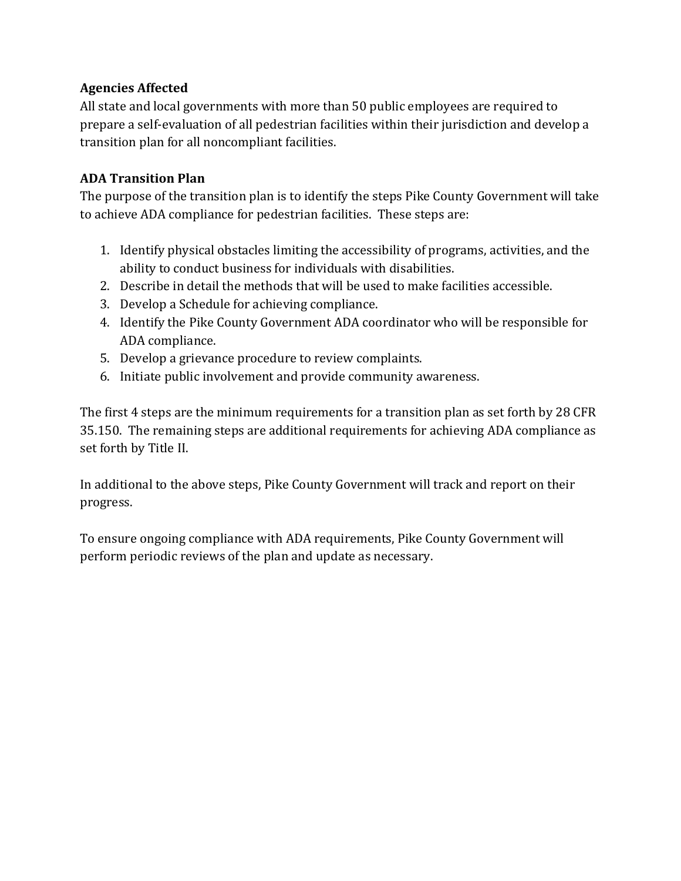**Agencies Affected**
All state and local governments with more than 50 public employees are required to prepare a self-evaluation of all pedestrian facilities within their jurisdiction and develop a transition plan for all noncompliant facilities.

**ADA Transition Plan**
The purpose of the transition plan is to identify the steps Pike County Government will take to achieve ADA compliance for pedestrian facilities. These steps are:

1. Identify physical obstacles limiting the accessibility of programs, activities, and the ability to conduct business for individuals with disabilities.
2. Describe in detail the methods that will be used to make facilities accessible.
3. Develop a Schedule for achieving compliance.
4. Identify the Pike County Government ADA coordinator who will be responsible for ADA compliance.
5. Develop a grievance procedure to review complaints.
6. Initiate public involvement and provide community awareness.

The first 4 steps are the minimum requirements for a transition plan as set forth by 28 CFR 35.150. The remaining steps are additional requirements for achieving ADA compliance as set forth by Title II.

In additional to the above steps, Pike County Government will track and report on their progress.

To ensure ongoing compliance with ADA requirements, Pike County Government will perform periodic reviews of the plan and update as necessary.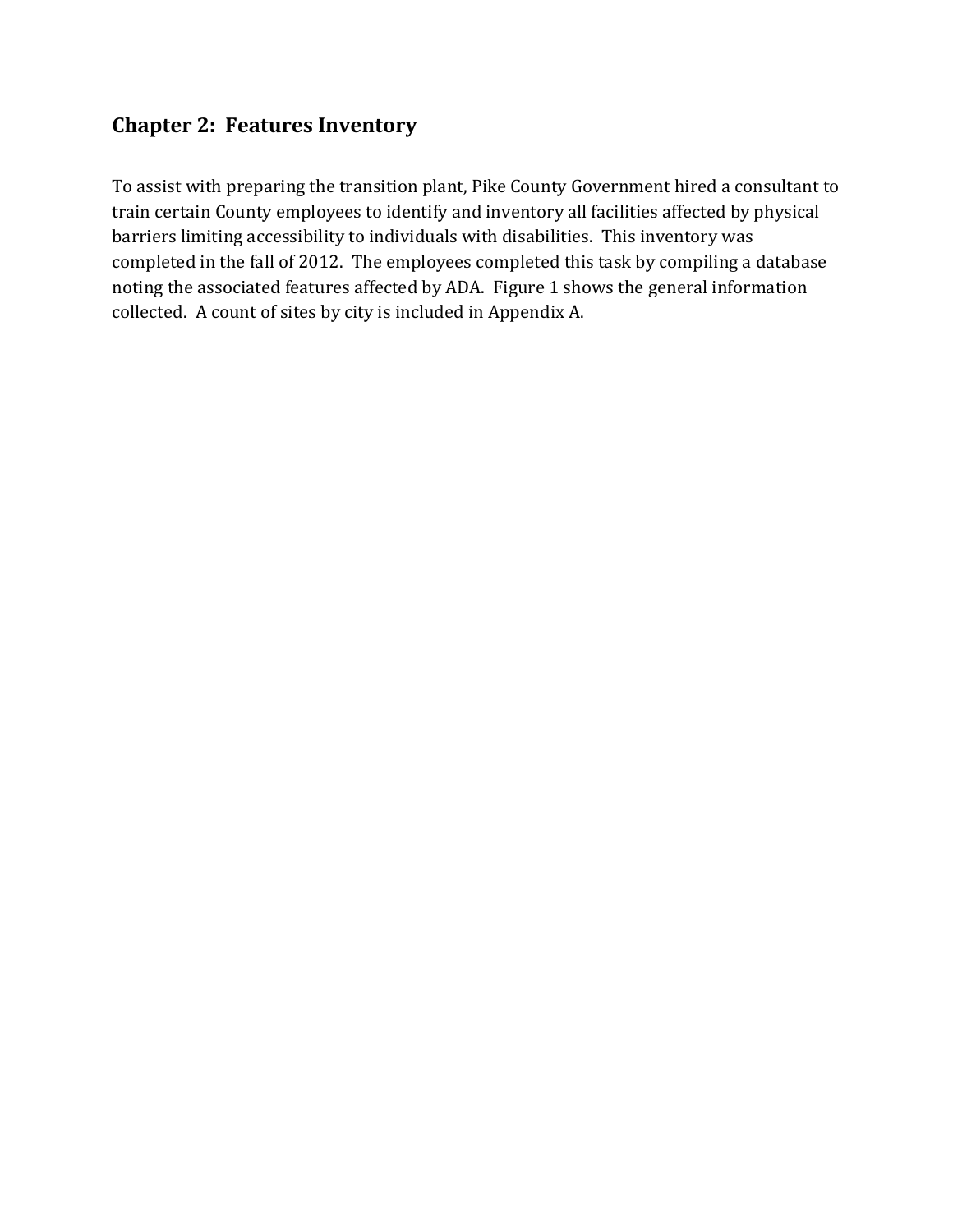## Chapter 2: Features Inventory

To assist with preparing the transition plant, Pike County Government hired a consultant to train certain County employees to identify and inventory all facilities affected by physical barriers limiting accessibility to individuals with disabilities. This inventory was completed in the fall of 2012. The employees completed this task by compiling a database noting the associated features affected by ADA. Figure 1 shows the general information collected. A count of sites by city is included in Appendix A.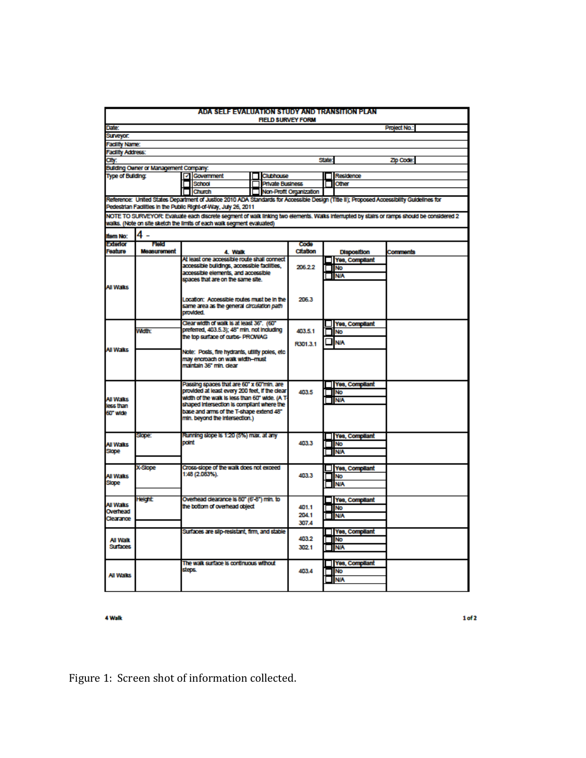# ADA SELF EVALUATION STUDY AND TRANSITION PLAN

## FIELD SURVEY FORM

| | | | | | |
|---|---|---|---|---|---|
| Date: | | | | Project No.: | |
| Surveyor: | | | | | |
| Facility Name: | | | | | |
| Facility Address: | | | | | |
| City: | | | State: | Zip Code: | |
| Building Owner or Management Company: | | | | | |
| Type of Building: | ☑ Government | ☐ Clubhouse | ☐ Residence | | |
| | ☐ School | ☐ Private Business | ☐ Other | | |
| | ☐ Church | ☐ Non-Profit Organization | | | |

Reference: United States Department of Justice 2010 ADA Standards for Accessible Design (Title II); Proposed Accessibility Guidelines for Pedestrian Facilities in the Public Right-of-Way, July 26, 2011

NOTE TO SURVEYOR: Evaluate each discrete segment of walk linking two elements. Walks interrupted by stairs or ramps should be considered 2 walks. (Note on site sketch the limits of each walk segment evaluated)

Item No: 4 -

| Exterior Feature | Field Measurement | 4. Walk | Code Citation | Disposition | Comments |
|---|---|---|---|---|---|
| All Walks | | At least one accessible route shall connect accessible buildings, accessible facilities, accessible elements, and accessible spaces that are on the same site. | 206.2.2 | ☐ Yes, Compliant ☐ No ☐ N/A | |
| | | Location: Accessible routes must be in the same area as the general *circulation path* provided. | 206.3 | | |
| All Walks | Width: | Clear width of walk is at least 36". (60" preferred, 403.5.3); 48" min. not including the top surface of curbs- PROWAG | 403.5.1 R301.3.1 | ☐ Yes, Compliant ☐ No ☐ N/A | |
| | | Note: Posts, fire hydrants, utility poles, etc may encroach on walk width--must maintain 36" min. clear | | | |
| All Walks less than 60" wide | | Passing spaces that are 60" x 60"min. are provided at least every 200 feet, if the clear width of the walk is less than 60" wide. (A T-shaped intersection is compliant where the base and arms of the T-shape extend 48" min. beyond the intersection.) | 403.5 | ☐ Yes, Compliant ☐ No ☐ N/A | |
| All Walks Slope | Slope: | Running slope is 1:20 (5%) max. at any point | 403.3 | ☐ Yes, Compliant ☐ No ☐ N/A | |
| All Walks Slope | X-Slope | Cross-slope of the walk does not exceed 1:48 (2.083%). | 403.3 | ☐ Yes, Compliant ☐ No ☐ N/A | |
| All Walks Overhead Clearance | Height: | Overhead clearance is 80" (6'-8") min. to the bottom of overhead object | 401.1 204.1 307.4 | ☐ Yes, Compliant ☐ No ☐ N/A | |
| All Walk Surfaces | | Surfaces are slip-resistant, firm, and stable | 403.2 302.1 | ☐ Yes, Compliant ☐ No ☐ N/A | |
| All Walks | | The walk surface is continuous without steps. | 403.4 | ☐ Yes, Compliant ☐ No ☐ N/A | |

4 Walk

Figure 1: Screen shot of information collected.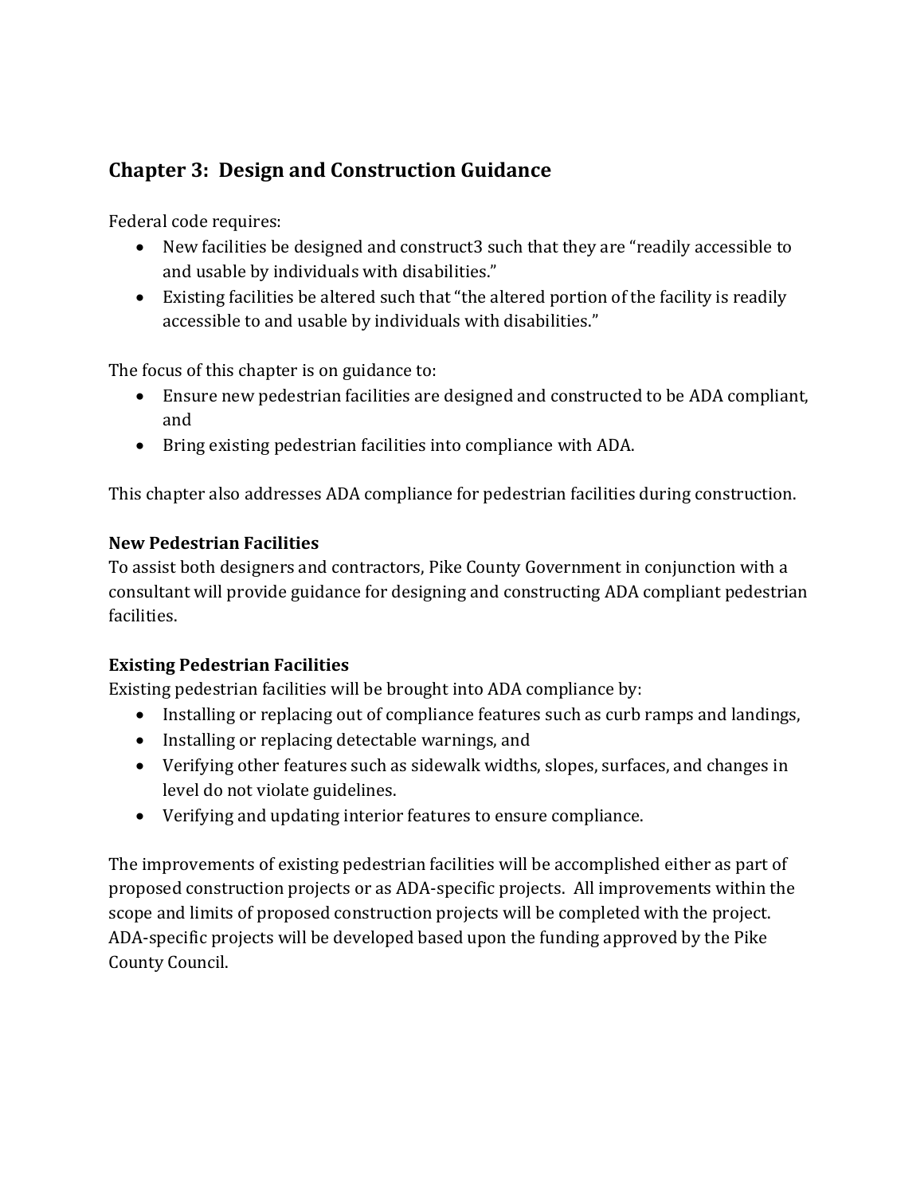## Chapter 3: Design and Construction Guidance

Federal code requires:

- New facilities be designed and construct3 such that they are "readily accessible to and usable by individuals with disabilities."
- Existing facilities be altered such that "the altered portion of the facility is readily accessible to and usable by individuals with disabilities."

The focus of this chapter is on guidance to:

- Ensure new pedestrian facilities are designed and constructed to be ADA compliant, and
- Bring existing pedestrian facilities into compliance with ADA.

This chapter also addresses ADA compliance for pedestrian facilities during construction.

**New Pedestrian Facilities**

To assist both designers and contractors, Pike County Government in conjunction with a consultant will provide guidance for designing and constructing ADA compliant pedestrian facilities.

**Existing Pedestrian Facilities**

Existing pedestrian facilities will be brought into ADA compliance by:

- Installing or replacing out of compliance features such as curb ramps and landings,
- Installing or replacing detectable warnings, and
- Verifying other features such as sidewalk widths, slopes, surfaces, and changes in level do not violate guidelines.
- Verifying and updating interior features to ensure compliance.

The improvements of existing pedestrian facilities will be accomplished either as part of proposed construction projects or as ADA-specific projects. All improvements within the scope and limits of proposed construction projects will be completed with the project. ADA-specific projects will be developed based upon the funding approved by the Pike County Council.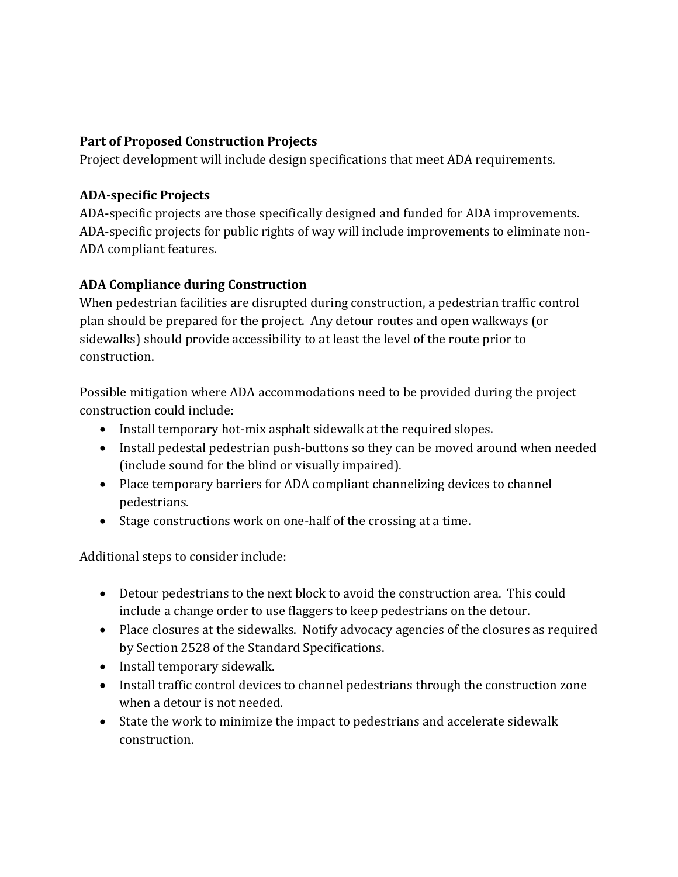**Part of Proposed Construction Projects**

Project development will include design specifications that meet ADA requirements.

**ADA-specific Projects**

ADA-specific projects are those specifically designed and funded for ADA improvements. ADA-specific projects for public rights of way will include improvements to eliminate non-ADA compliant features.

**ADA Compliance during Construction**

When pedestrian facilities are disrupted during construction, a pedestrian traffic control plan should be prepared for the project. Any detour routes and open walkways (or sidewalks) should provide accessibility to at least the level of the route prior to construction.

Possible mitigation where ADA accommodations need to be provided during the project construction could include:

- Install temporary hot-mix asphalt sidewalk at the required slopes.
- Install pedestal pedestrian push-buttons so they can be moved around when needed (include sound for the blind or visually impaired).
- Place temporary barriers for ADA compliant channelizing devices to channel pedestrians.
- Stage constructions work on one-half of the crossing at a time.

Additional steps to consider include:

- Detour pedestrians to the next block to avoid the construction area. This could include a change order to use flaggers to keep pedestrians on the detour.
- Place closures at the sidewalks. Notify advocacy agencies of the closures as required by Section 2528 of the Standard Specifications.
- Install temporary sidewalk.
- Install traffic control devices to channel pedestrians through the construction zone when a detour is not needed.
- State the work to minimize the impact to pedestrians and accelerate sidewalk construction.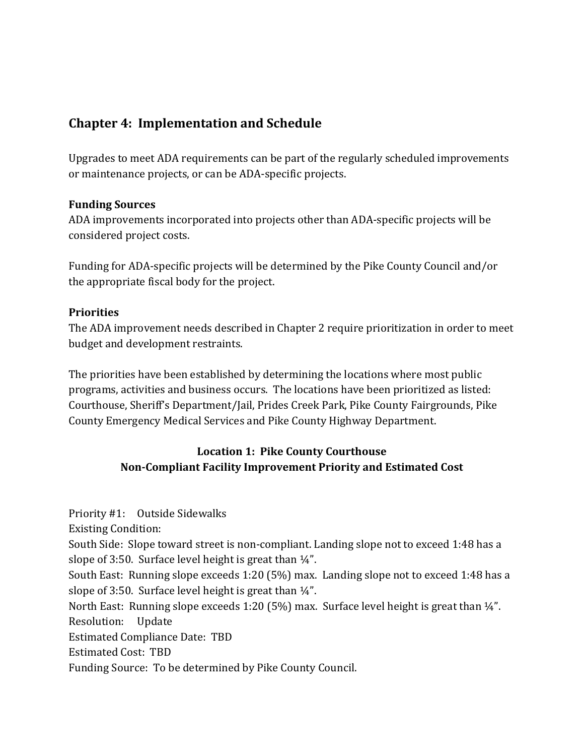## Chapter 4: Implementation and Schedule

Upgrades to meet ADA requirements can be part of the regularly scheduled improvements or maintenance projects, or can be ADA-specific projects.

**Funding Sources**

ADA improvements incorporated into projects other than ADA-specific projects will be considered project costs.

Funding for ADA-specific projects will be determined by the Pike County Council and/or the appropriate fiscal body for the project.

**Priorities**

The ADA improvement needs described in Chapter 2 require prioritization in order to meet budget and development restraints.

The priorities have been established by determining the locations where most public programs, activities and business occurs. The locations have been prioritized as listed: Courthouse, Sheriff's Department/Jail, Prides Creek Park, Pike County Fairgrounds, Pike County Emergency Medical Services and Pike County Highway Department.

**Location 1: Pike County Courthouse**
**Non-Compliant Facility Improvement Priority and Estimated Cost**

Priority #1: Outside Sidewalks
Existing Condition:
South Side: Slope toward street is non-compliant. Landing slope not to exceed 1:48 has a slope of 3:50. Surface level height is great than ¼".
South East: Running slope exceeds 1:20 (5%) max. Landing slope not to exceed 1:48 has a slope of 3:50. Surface level height is great than ¼".
North East: Running slope exceeds 1:20 (5%) max. Surface level height is great than ¼".
Resolution: Update
Estimated Compliance Date: TBD
Estimated Cost: TBD
Funding Source: To be determined by Pike County Council.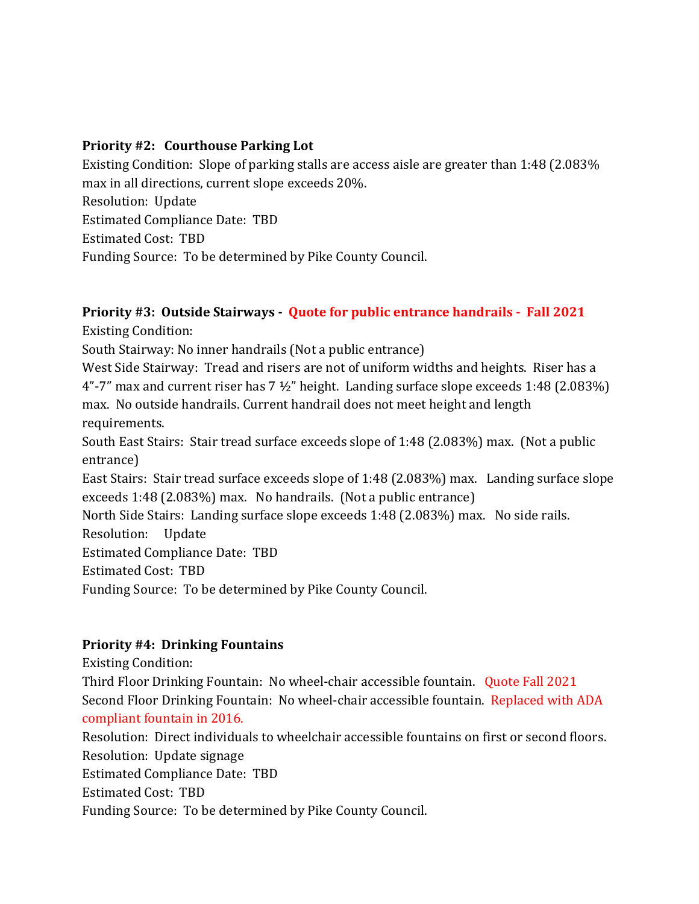**Priority #2: Courthouse Parking Lot**

Existing Condition: Slope of parking stalls are access aisle are greater than 1:48 (2.083% max in all directions, current slope exceeds 20%.

Resolution: Update

Estimated Compliance Date: TBD

Estimated Cost: TBD

Funding Source: To be determined by Pike County Council.

**Priority #3: Outside Stairways - Quote for public entrance handrails - Fall 2021**

Existing Condition:

South Stairway: No inner handrails (Not a public entrance)

West Side Stairway: Tread and risers are not of uniform widths and heights. Riser has a 4"-7" max and current riser has 7 ½" height. Landing surface slope exceeds 1:48 (2.083%) max. No outside handrails. Current handrail does not meet height and length requirements.

South East Stairs: Stair tread surface exceeds slope of 1:48 (2.083%) max. (Not a public entrance)

East Stairs: Stair tread surface exceeds slope of 1:48 (2.083%) max. Landing surface slope exceeds 1:48 (2.083%) max. No handrails. (Not a public entrance)

North Side Stairs: Landing surface slope exceeds 1:48 (2.083%) max. No side rails.

Resolution: Update

Estimated Compliance Date: TBD

Estimated Cost: TBD

Funding Source: To be determined by Pike County Council.

**Priority #4: Drinking Fountains**

Existing Condition:

Third Floor Drinking Fountain: No wheel-chair accessible fountain. Quote Fall 2021

Second Floor Drinking Fountain: No wheel-chair accessible fountain. Replaced with ADA compliant fountain in 2016.

Resolution: Direct individuals to wheelchair accessible fountains on first or second floors.

Resolution: Update signage

Estimated Compliance Date: TBD

Estimated Cost: TBD

Funding Source: To be determined by Pike County Council.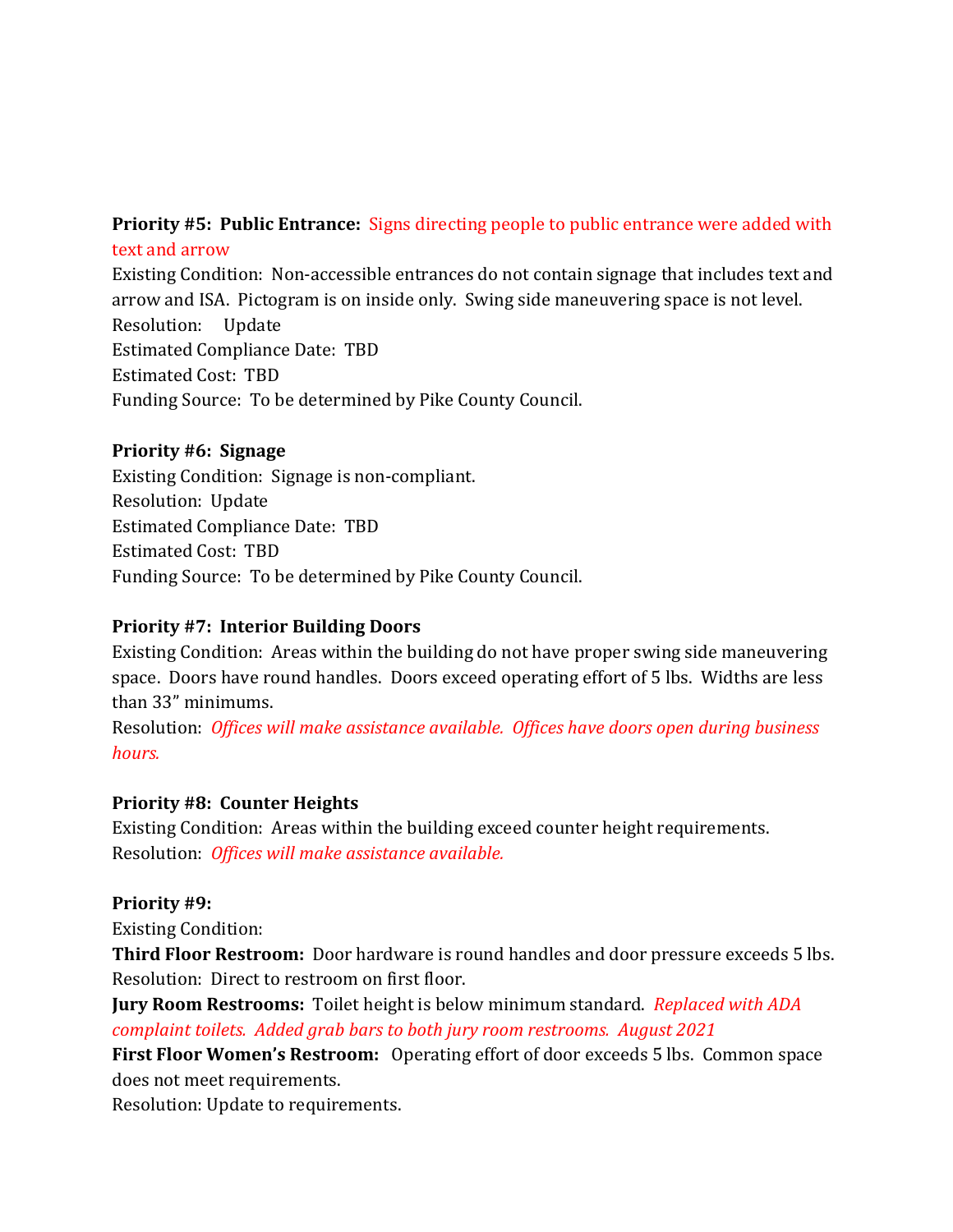**Priority #5: Public Entrance:** Signs directing people to public entrance were added with text and arrow

Existing Condition: Non-accessible entrances do not contain signage that includes text and arrow and ISA. Pictogram is on inside only. Swing side maneuvering space is not level.

Resolution: Update

Estimated Compliance Date: TBD

Estimated Cost: TBD

Funding Source: To be determined by Pike County Council.

**Priority #6: Signage**

Existing Condition: Signage is non-compliant.

Resolution: Update

Estimated Compliance Date: TBD

Estimated Cost: TBD

Funding Source: To be determined by Pike County Council.

**Priority #7: Interior Building Doors**

Existing Condition: Areas within the building do not have proper swing side maneuvering space. Doors have round handles. Doors exceed operating effort of 5 lbs. Widths are less than 33" minimums.

Resolution: *Offices will make assistance available. Offices have doors open during business hours.*

**Priority #8: Counter Heights**

Existing Condition: Areas within the building exceed counter height requirements.

Resolution: *Offices will make assistance available.*

**Priority #9:**

Existing Condition:

**Third Floor Restroom:** Door hardware is round handles and door pressure exceeds 5 lbs.

Resolution: Direct to restroom on first floor.

**Jury Room Restrooms:** Toilet height is below minimum standard. *Replaced with ADA complaint toilets. Added grab bars to both jury room restrooms. August 2021*

**First Floor Women's Restroom:** Operating effort of door exceeds 5 lbs. Common space does not meet requirements.

Resolution: Update to requirements.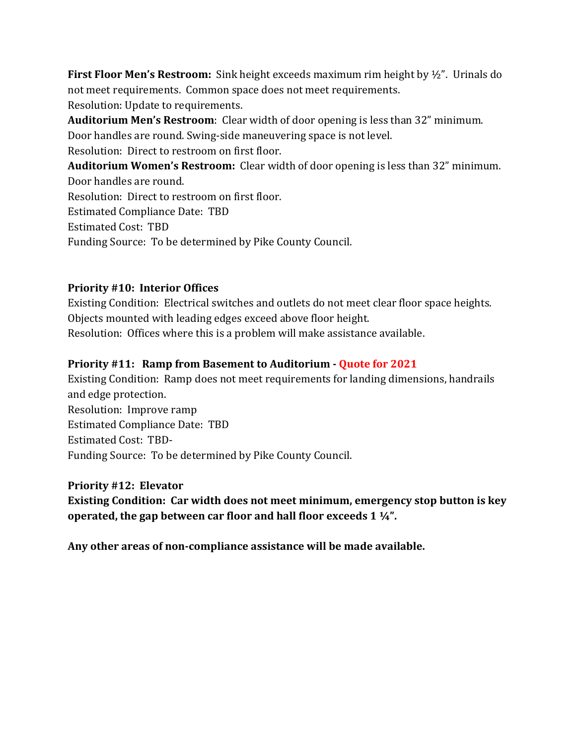**First Floor Men's Restroom:** Sink height exceeds maximum rim height by ½". Urinals do not meet requirements. Common space does not meet requirements.
Resolution: Update to requirements.

**Auditorium Men's Restroom**: Clear width of door opening is less than 32" minimum. Door handles are round. Swing-side maneuvering space is not level.
Resolution: Direct to restroom on first floor.

**Auditorium Women's Restroom:** Clear width of door opening is less than 32" minimum. Door handles are round.
Resolution: Direct to restroom on first floor.
Estimated Compliance Date: TBD
Estimated Cost: TBD
Funding Source: To be determined by Pike County Council.

**Priority #10: Interior Offices**
Existing Condition: Electrical switches and outlets do not meet clear floor space heights. Objects mounted with leading edges exceed above floor height.
Resolution: Offices where this is a problem will make assistance available.

**Priority #11: Ramp from Basement to Auditorium - Quote for 2021**
Existing Condition: Ramp does not meet requirements for landing dimensions, handrails and edge protection.
Resolution: Improve ramp
Estimated Compliance Date: TBD
Estimated Cost: TBD-
Funding Source: To be determined by Pike County Council.

**Priority #12: Elevator**
**Existing Condition: Car width does not meet minimum, emergency stop button is key operated, the gap between car floor and hall floor exceeds 1 ¼".**

**Any other areas of non-compliance assistance will be made available.**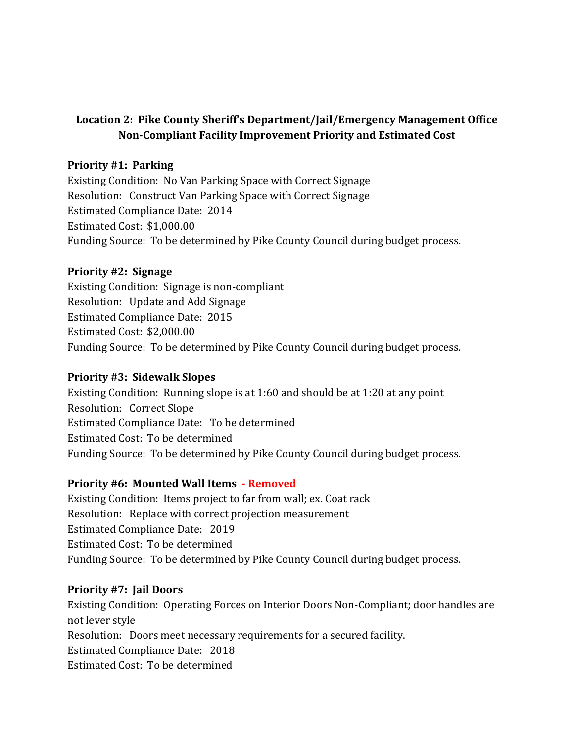**Location 2: Pike County Sheriff's Department/Jail/Emergency Management Office**
**Non-Compliant Facility Improvement Priority and Estimated Cost**

**Priority #1: Parking**
Existing Condition: No Van Parking Space with Correct Signage
Resolution: Construct Van Parking Space with Correct Signage
Estimated Compliance Date: 2014
Estimated Cost: $1,000.00
Funding Source: To be determined by Pike County Council during budget process.

**Priority #2: Signage**
Existing Condition: Signage is non-compliant
Resolution: Update and Add Signage
Estimated Compliance Date: 2015
Estimated Cost: $2,000.00
Funding Source: To be determined by Pike County Council during budget process.

**Priority #3: Sidewalk Slopes**
Existing Condition: Running slope is at 1:60 and should be at 1:20 at any point
Resolution: Correct Slope
Estimated Compliance Date: To be determined
Estimated Cost: To be determined
Funding Source: To be determined by Pike County Council during budget process.

**Priority #6: Mounted Wall Items - Removed**
Existing Condition: Items project to far from wall; ex. Coat rack
Resolution: Replace with correct projection measurement
Estimated Compliance Date: 2019
Estimated Cost: To be determined
Funding Source: To be determined by Pike County Council during budget process.

**Priority #7: Jail Doors**
Existing Condition: Operating Forces on Interior Doors Non-Compliant; door handles are not lever style
Resolution: Doors meet necessary requirements for a secured facility.
Estimated Compliance Date: 2018
Estimated Cost: To be determined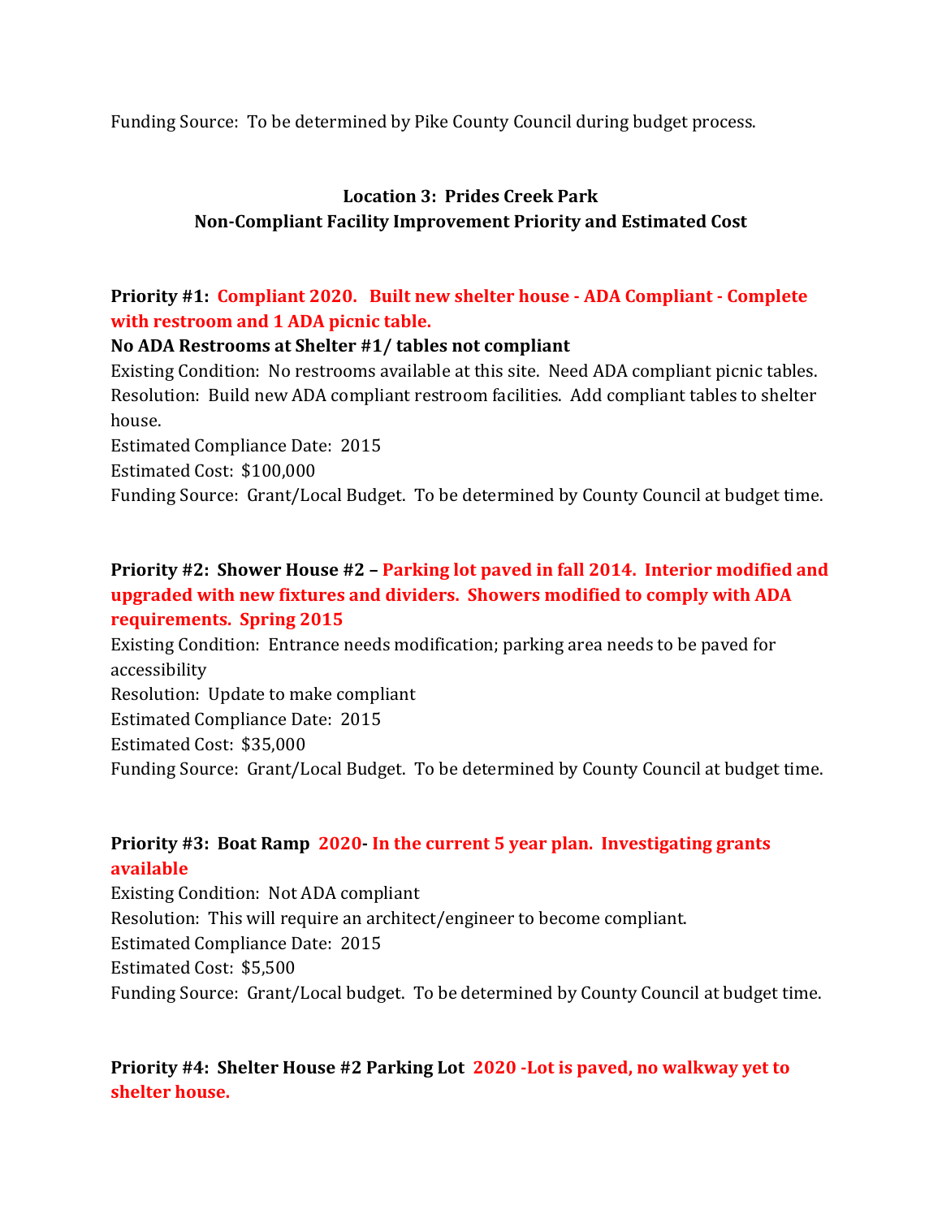Funding Source: To be determined by Pike County Council during budget process.

**Location 3: Prides Creek Park**
**Non-Compliant Facility Improvement Priority and Estimated Cost**

**Priority #1: Compliant 2020. Built new shelter house - ADA Compliant - Complete with restroom and 1 ADA picnic table.**

**No ADA Restrooms at Shelter #1/ tables not compliant**

Existing Condition: No restrooms available at this site. Need ADA compliant picnic tables.

Resolution: Build new ADA compliant restroom facilities. Add compliant tables to shelter house.

Estimated Compliance Date: 2015

Estimated Cost: $100,000

Funding Source: Grant/Local Budget. To be determined by County Council at budget time.

**Priority #2: Shower House #2 – Parking lot paved in fall 2014. Interior modified and upgraded with new fixtures and dividers. Showers modified to comply with ADA requirements. Spring 2015**

Existing Condition: Entrance needs modification; parking area needs to be paved for accessibility

Resolution: Update to make compliant

Estimated Compliance Date: 2015

Estimated Cost: $35,000

Funding Source: Grant/Local Budget. To be determined by County Council at budget time.

**Priority #3: Boat Ramp 2020- In the current 5 year plan. Investigating grants available**

Existing Condition: Not ADA compliant

Resolution: This will require an architect/engineer to become compliant.

Estimated Compliance Date: 2015

Estimated Cost: $5,500

Funding Source: Grant/Local budget. To be determined by County Council at budget time.

**Priority #4: Shelter House #2 Parking Lot 2020 -Lot is paved, no walkway yet to shelter house.**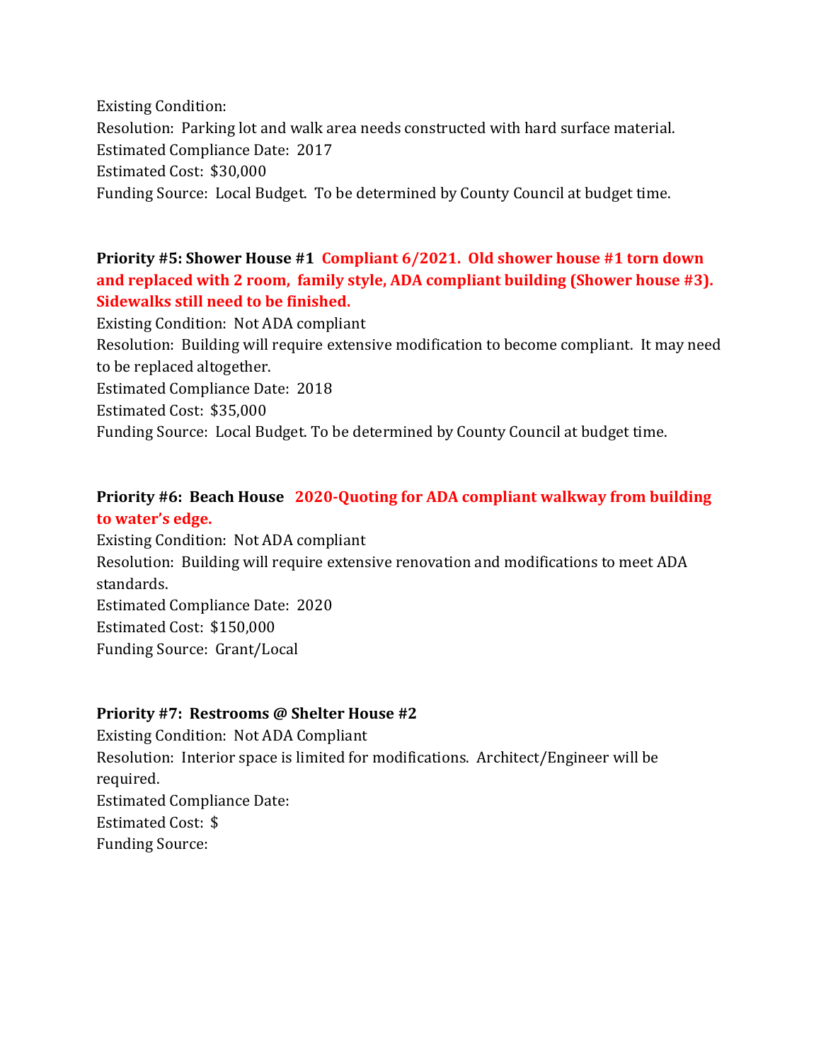Existing Condition:
Resolution: Parking lot and walk area needs constructed with hard surface material.
Estimated Compliance Date: 2017
Estimated Cost: $30,000
Funding Source: Local Budget. To be determined by County Council at budget time.

**Priority #5: Shower House #1** **Compliant 6/2021. Old shower house #1 torn down and replaced with 2 room, family style, ADA compliant building (Shower house #3). Sidewalks still need to be finished.**
Existing Condition: Not ADA compliant
Resolution: Building will require extensive modification to become compliant. It may need to be replaced altogether.
Estimated Compliance Date: 2018
Estimated Cost: $35,000
Funding Source: Local Budget. To be determined by County Council at budget time.

**Priority #6: Beach House** **2020-Quoting for ADA compliant walkway from building to water's edge.**
Existing Condition: Not ADA compliant
Resolution: Building will require extensive renovation and modifications to meet ADA standards.
Estimated Compliance Date: 2020
Estimated Cost: $150,000
Funding Source: Grant/Local

**Priority #7: Restrooms @ Shelter House #2**
Existing Condition: Not ADA Compliant
Resolution: Interior space is limited for modifications. Architect/Engineer will be required.
Estimated Compliance Date:
Estimated Cost: $
Funding Source: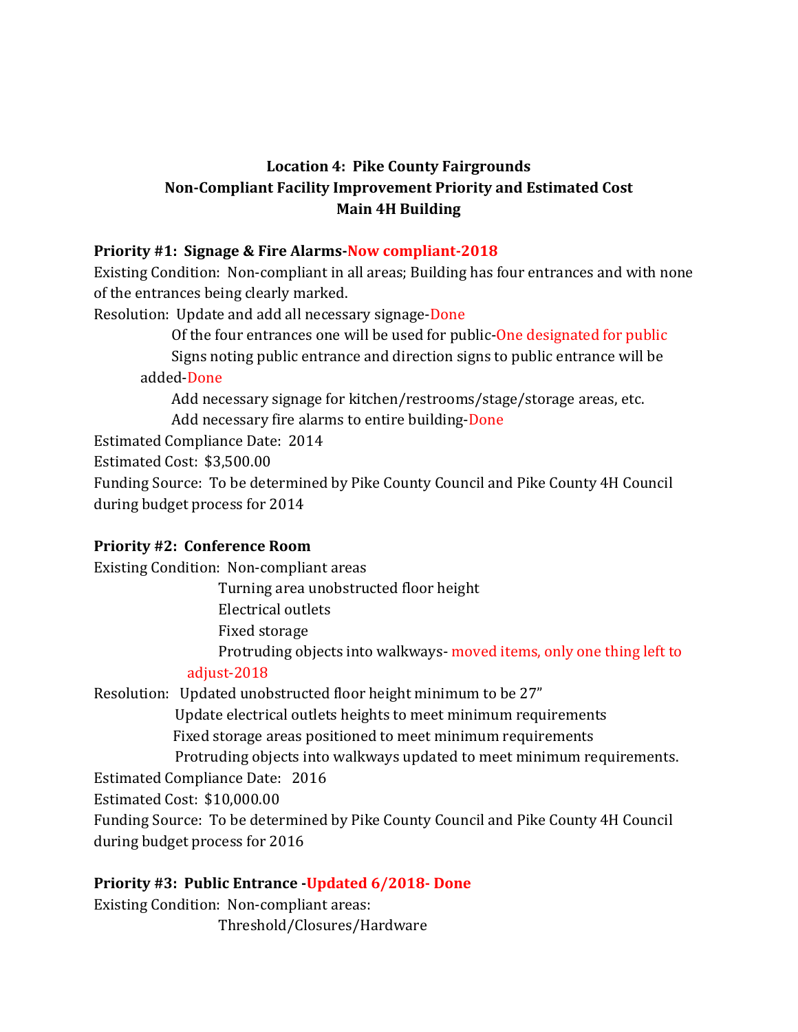**Location 4: Pike County Fairgrounds**
**Non-Compliant Facility Improvement Priority and Estimated Cost**
**Main 4H Building**

**Priority #1: Signage & Fire Alarms-Now compliant-2018**

Existing Condition: Non-compliant in all areas; Building has four entrances and with none of the entrances being clearly marked.

Resolution: Update and add all necessary signage-Done

Of the four entrances one will be used for public-One designated for public

Signs noting public entrance and direction signs to public entrance will be added-Done

Add necessary signage for kitchen/restrooms/stage/storage areas, etc.

Add necessary fire alarms to entire building-Done

Estimated Compliance Date: 2014

Estimated Cost: $3,500.00

Funding Source: To be determined by Pike County Council and Pike County 4H Council during budget process for 2014

**Priority #2: Conference Room**

Existing Condition: Non-compliant areas

Turning area unobstructed floor height

Electrical outlets

Fixed storage

Protruding objects into walkways- moved items, only one thing left to adjust-2018

Resolution: Updated unobstructed floor height minimum to be 27"

Update electrical outlets heights to meet minimum requirements

Fixed storage areas positioned to meet minimum requirements

Protruding objects into walkways updated to meet minimum requirements.

Estimated Compliance Date: 2016

Estimated Cost: $10,000.00

Funding Source: To be determined by Pike County Council and Pike County 4H Council during budget process for 2016

**Priority #3: Public Entrance -Updated 6/2018- Done**

Existing Condition: Non-compliant areas:

Threshold/Closures/Hardware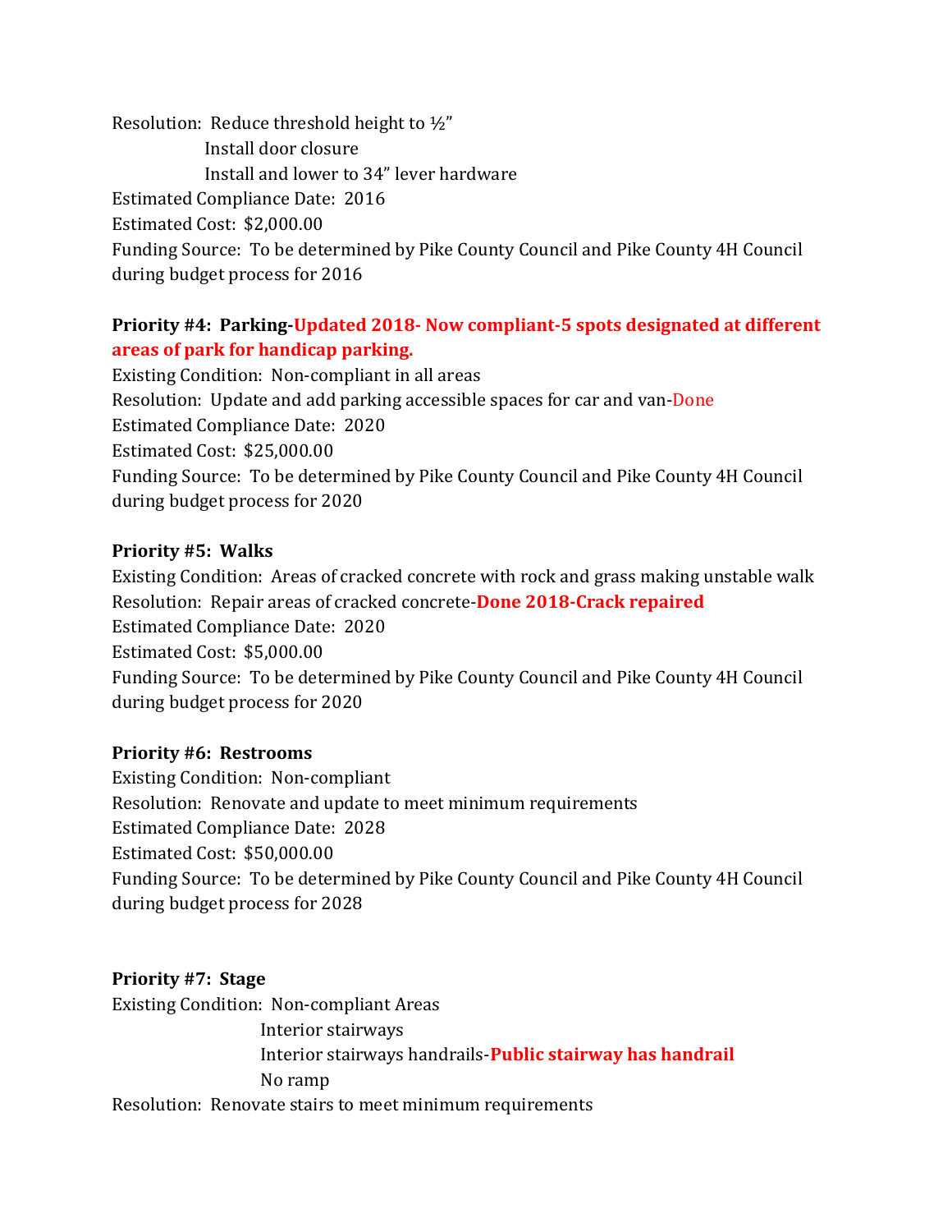Resolution: Reduce threshold height to ½"
Install door closure
Install and lower to 34" lever hardware
Estimated Compliance Date: 2016
Estimated Cost: $2,000.00
Funding Source: To be determined by Pike County Council and Pike County 4H Council during budget process for 2016

**Priority #4: Parking-Updated 2018- Now compliant-5 spots designated at different areas of park for handicap parking.**
Existing Condition: Non-compliant in all areas
Resolution: Update and add parking accessible spaces for car and van-Done
Estimated Compliance Date: 2020
Estimated Cost: $25,000.00
Funding Source: To be determined by Pike County Council and Pike County 4H Council during budget process for 2020

**Priority #5: Walks**
Existing Condition: Areas of cracked concrete with rock and grass making unstable walk
Resolution: Repair areas of cracked concrete-**Done 2018-Crack repaired**
Estimated Compliance Date: 2020
Estimated Cost: $5,000.00
Funding Source: To be determined by Pike County Council and Pike County 4H Council during budget process for 2020

**Priority #6: Restrooms**
Existing Condition: Non-compliant
Resolution: Renovate and update to meet minimum requirements
Estimated Compliance Date: 2028
Estimated Cost: $50,000.00
Funding Source: To be determined by Pike County Council and Pike County 4H Council during budget process for 2028

**Priority #7: Stage**
Existing Condition: Non-compliant Areas
Interior stairways
Interior stairways handrails-**Public stairway has handrail**
No ramp
Resolution: Renovate stairs to meet minimum requirements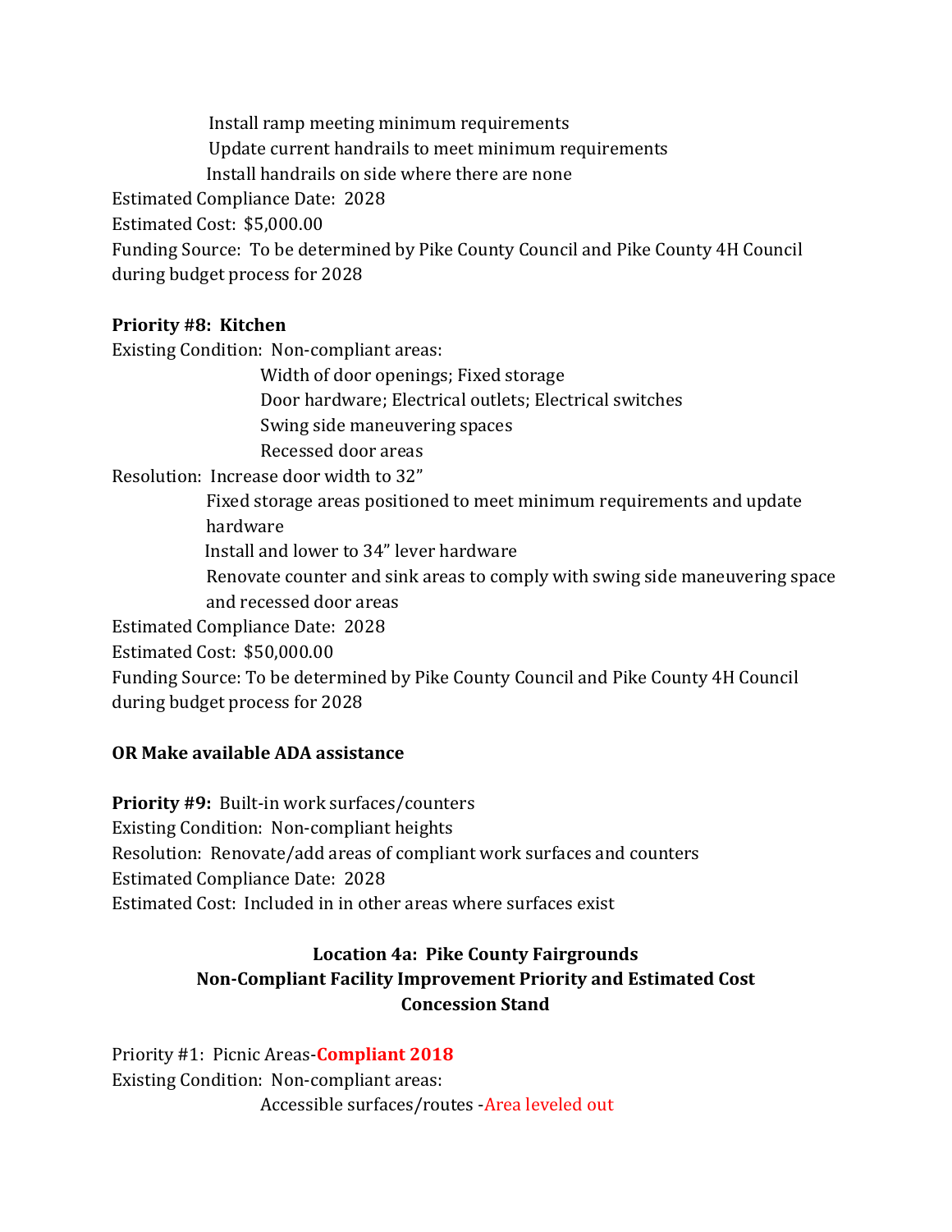Install ramp meeting minimum requirements
Update current handrails to meet minimum requirements
Install handrails on side where there are none

Estimated Compliance Date: 2028

Estimated Cost: $5,000.00

Funding Source: To be determined by Pike County Council and Pike County 4H Council during budget process for 2028

**Priority #8: Kitchen**

Existing Condition: Non-compliant areas:

Width of door openings; Fixed storage
Door hardware; Electrical outlets; Electrical switches
Swing side maneuvering spaces
Recessed door areas

Resolution: Increase door width to 32”

Fixed storage areas positioned to meet minimum requirements and update hardware
Install and lower to 34” lever hardware
Renovate counter and sink areas to comply with swing side maneuvering space and recessed door areas

Estimated Compliance Date: 2028

Estimated Cost: $50,000.00

Funding Source: To be determined by Pike County Council and Pike County 4H Council during budget process for 2028

**OR Make available ADA assistance**

**Priority #9:** Built-in work surfaces/counters

Existing Condition: Non-compliant heights

Resolution: Renovate/add areas of compliant work surfaces and counters

Estimated Compliance Date: 2028

Estimated Cost: Included in in other areas where surfaces exist

## Location 4a: Pike County Fairgrounds
## Non-Compliant Facility Improvement Priority and Estimated Cost
## Concession Stand

Priority #1: Picnic Areas-**Compliant 2018**

Existing Condition: Non-compliant areas:

Accessible surfaces/routes -Area leveled out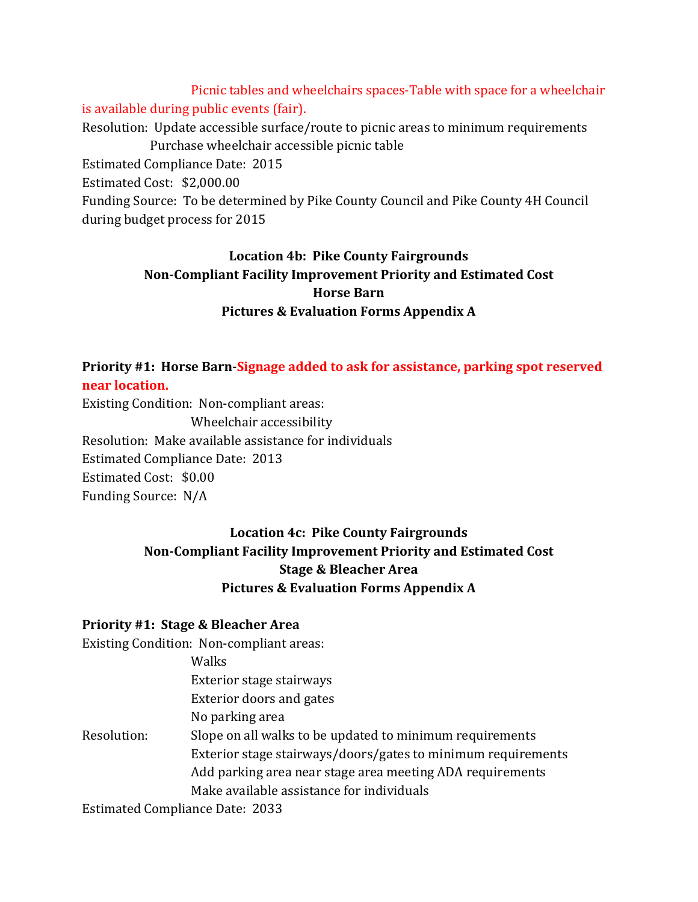Picnic tables and wheelchairs spaces-Table with space for a wheelchair is available during public events (fair).

Resolution: Update accessible surface/route to picnic areas to minimum requirements
Purchase wheelchair accessible picnic table

Estimated Compliance Date: 2015

Estimated Cost: $2,000.00

Funding Source: To be determined by Pike County Council and Pike County 4H Council during budget process for 2015

**Location 4b: Pike County Fairgrounds**
**Non-Compliant Facility Improvement Priority and Estimated Cost**
**Horse Barn**
**Pictures & Evaluation Forms Appendix A**

**Priority #1: Horse Barn-Signage added to ask for assistance, parking spot reserved near location.**

Existing Condition: Non-compliant areas:
Wheelchair accessibility

Resolution: Make available assistance for individuals

Estimated Compliance Date: 2013

Estimated Cost: $0.00

Funding Source: N/A

**Location 4c: Pike County Fairgrounds**
**Non-Compliant Facility Improvement Priority and Estimated Cost**
**Stage & Bleacher Area**
**Pictures & Evaluation Forms Appendix A**

**Priority #1: Stage & Bleacher Area**

Existing Condition: Non-compliant areas:
Walks
Exterior stage stairways
Exterior doors and gates
No parking area

Resolution: Slope on all walks to be updated to minimum requirements
Exterior stage stairways/doors/gates to minimum requirements
Add parking area near stage area meeting ADA requirements
Make available assistance for individuals

Estimated Compliance Date: 2033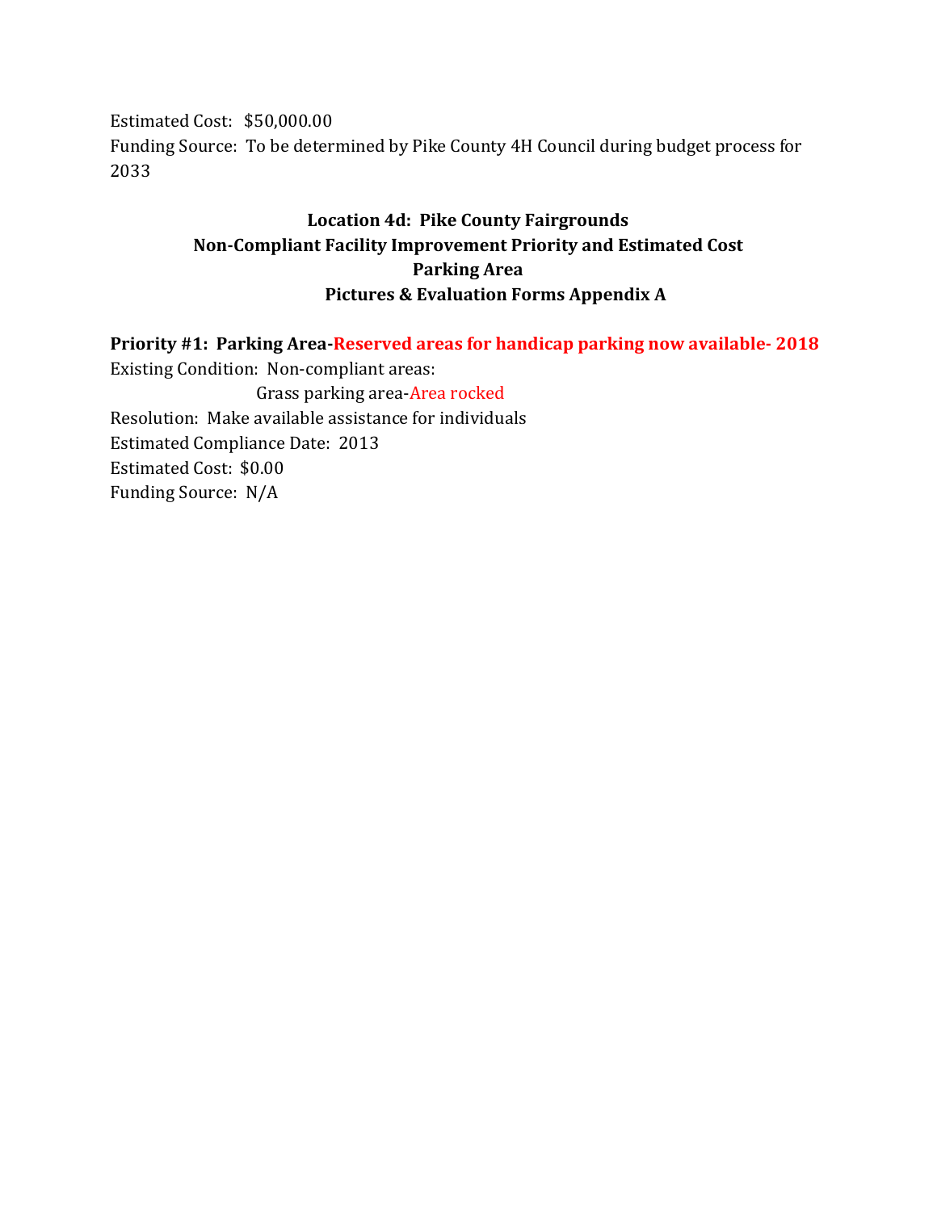Estimated Cost: $50,000.00
Funding Source: To be determined by Pike County 4H Council during budget process for 2033

**Location 4d: Pike County Fairgrounds**
**Non-Compliant Facility Improvement Priority and Estimated Cost**
**Parking Area**
**Pictures & Evaluation Forms Appendix A**

**Priority #1: Parking Area-Reserved areas for handicap parking now available- 2018**
Existing Condition: Non-compliant areas:
Grass parking area-Area rocked
Resolution: Make available assistance for individuals
Estimated Compliance Date: 2013
Estimated Cost: $0.00
Funding Source: N/A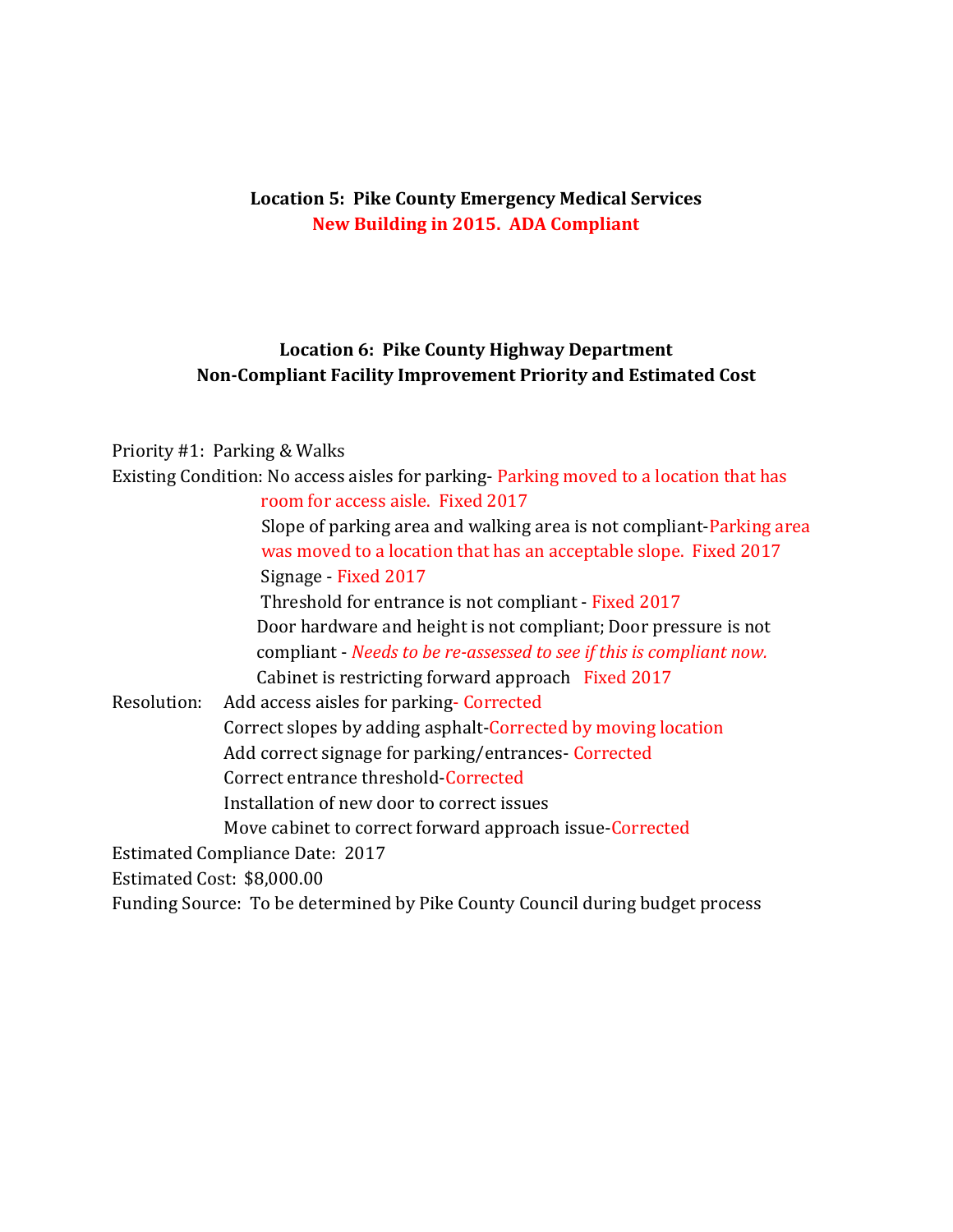**Location 5: Pike County Emergency Medical Services**

**New Building in 2015. ADA Compliant**

**Location 6: Pike County Highway Department**

**Non-Compliant Facility Improvement Priority and Estimated Cost**

Priority #1: Parking & Walks

Existing Condition: No access aisles for parking- Parking moved to a location that has room for access aisle. Fixed 2017

Slope of parking area and walking area is not compliant-Parking area was moved to a location that has an acceptable slope. Fixed 2017

Signage - Fixed 2017

Threshold for entrance is not compliant - Fixed 2017

Door hardware and height is not compliant; Door pressure is not compliant - *Needs to be re-assessed to see if this is compliant now.*

Cabinet is restricting forward approach Fixed 2017

Resolution: Add access aisles for parking- Corrected

Correct slopes by adding asphalt-Corrected by moving location

Add correct signage for parking/entrances- Corrected

Correct entrance threshold-Corrected

Installation of new door to correct issues

Move cabinet to correct forward approach issue-Corrected

Estimated Compliance Date: 2017

Estimated Cost: $8,000.00

Funding Source: To be determined by Pike County Council during budget process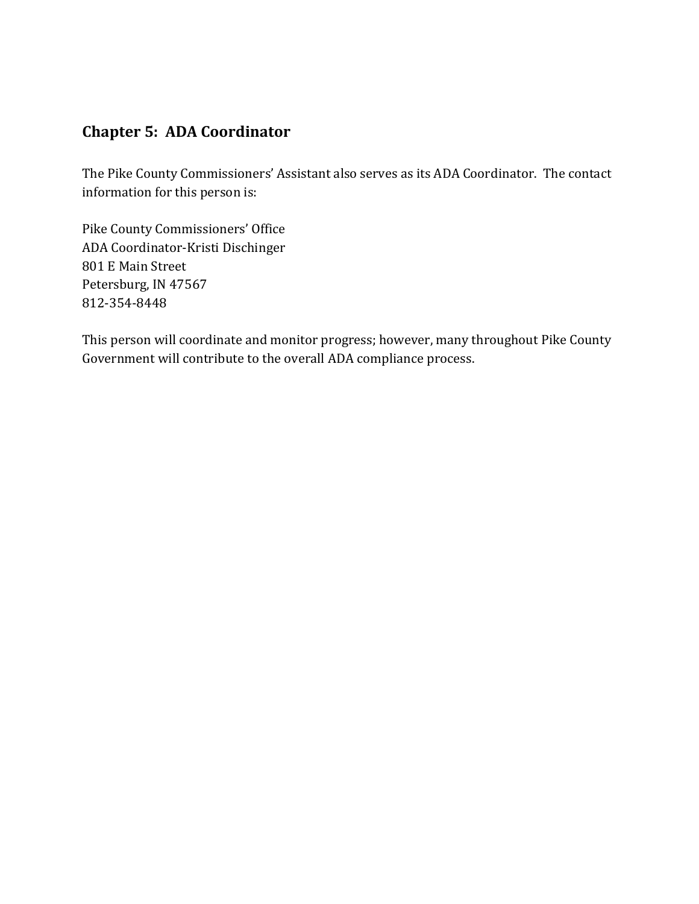## Chapter 5: ADA Coordinator

The Pike County Commissioners' Assistant also serves as its ADA Coordinator. The contact information for this person is:

Pike County Commissioners' Office
ADA Coordinator-Kristi Dischinger
801 E Main Street
Petersburg, IN 47567
812-354-8448

This person will coordinate and monitor progress; however, many throughout Pike County Government will contribute to the overall ADA compliance process.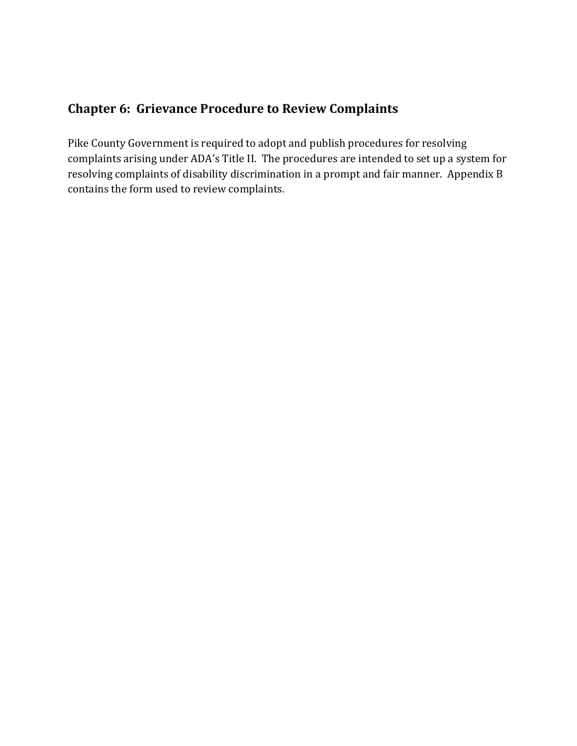## Chapter 6: Grievance Procedure to Review Complaints

Pike County Government is required to adopt and publish procedures for resolving complaints arising under ADA's Title II. The procedures are intended to set up a system for resolving complaints of disability discrimination in a prompt and fair manner. Appendix B contains the form used to review complaints.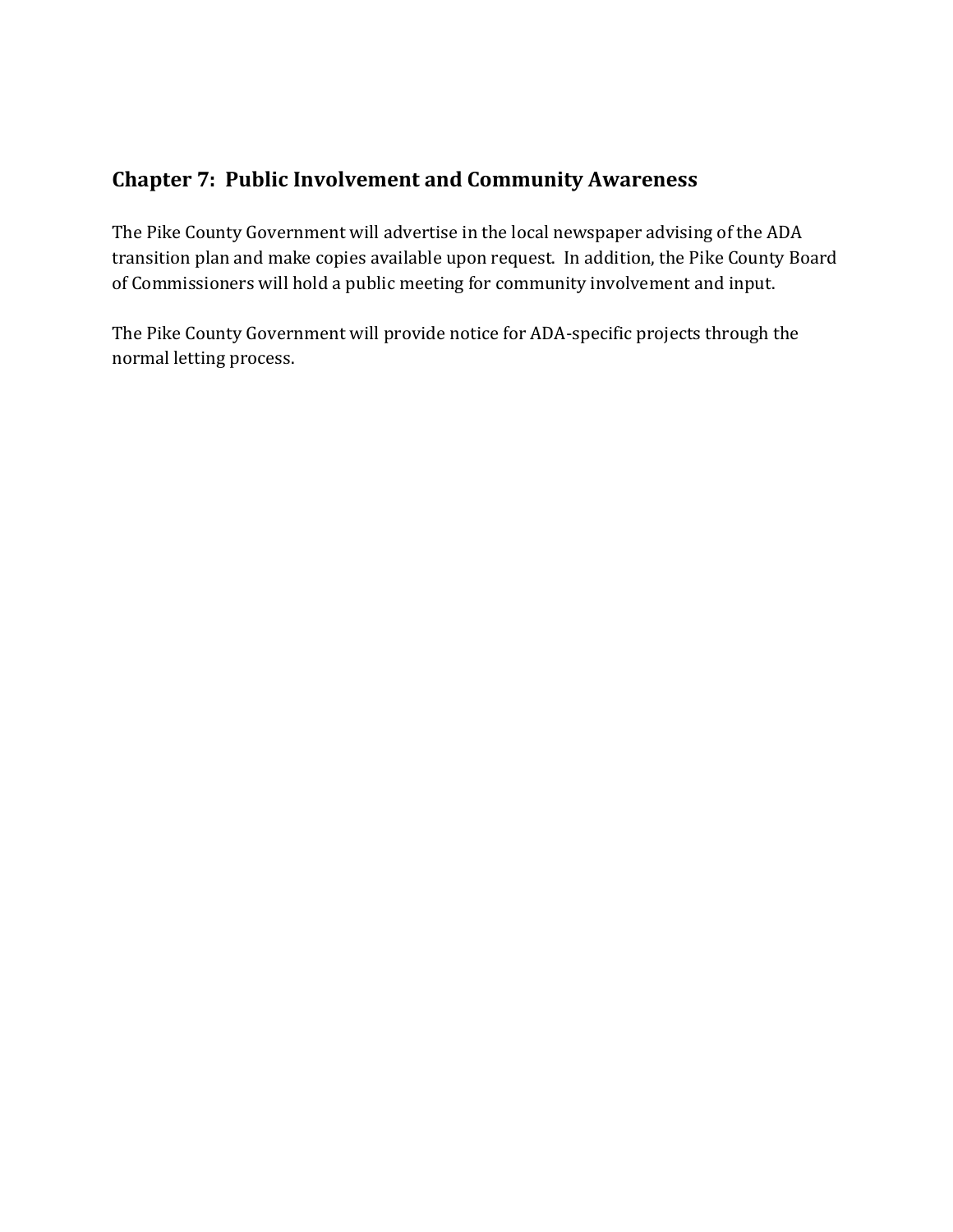## Chapter 7: Public Involvement and Community Awareness

The Pike County Government will advertise in the local newspaper advising of the ADA transition plan and make copies available upon request. In addition, the Pike County Board of Commissioners will hold a public meeting for community involvement and input.

The Pike County Government will provide notice for ADA-specific projects through the normal letting process.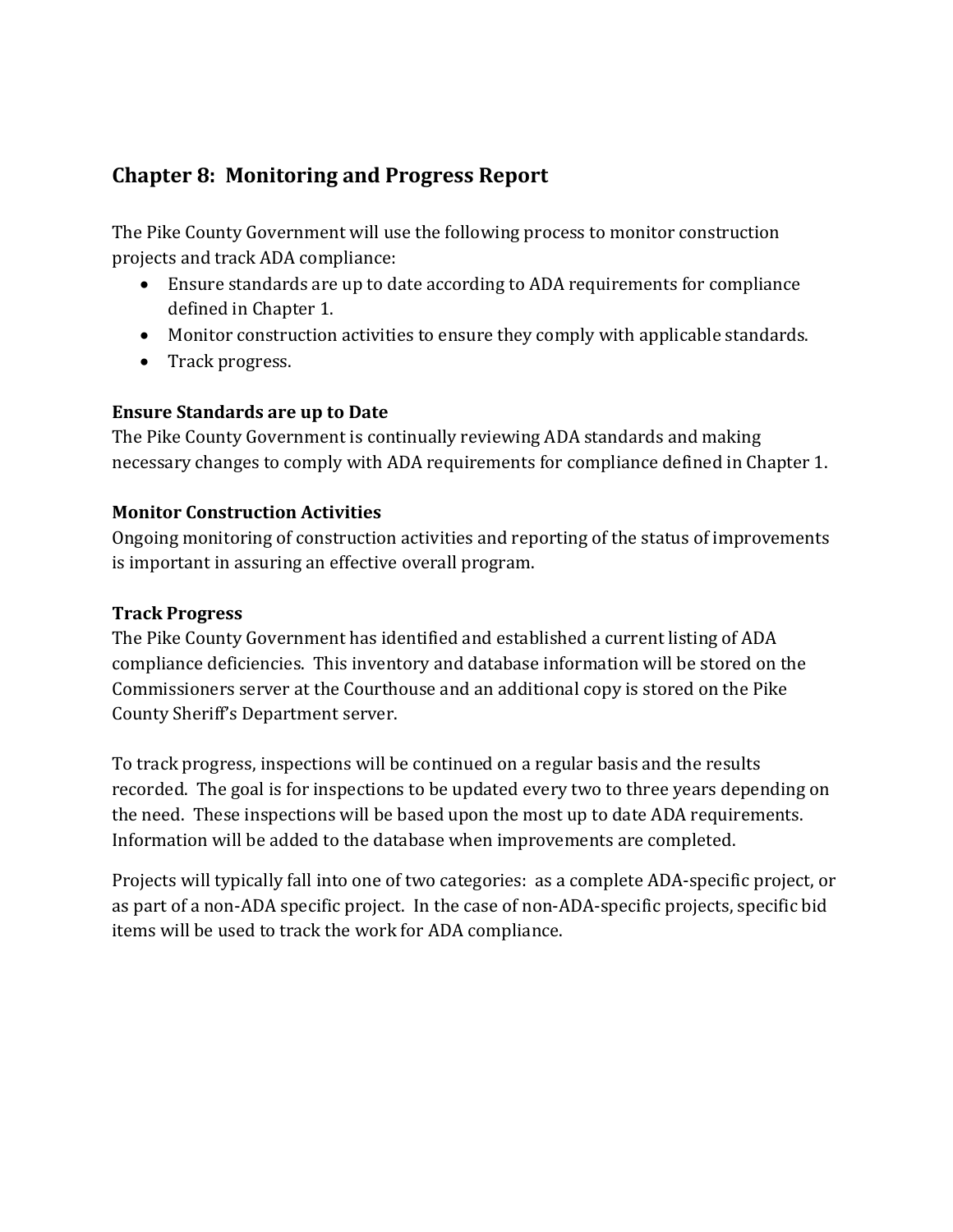## Chapter 8: Monitoring and Progress Report

The Pike County Government will use the following process to monitor construction projects and track ADA compliance:

- Ensure standards are up to date according to ADA requirements for compliance defined in Chapter 1.
- Monitor construction activities to ensure they comply with applicable standards.
- Track progress.

**Ensure Standards are up to Date**

The Pike County Government is continually reviewing ADA standards and making necessary changes to comply with ADA requirements for compliance defined in Chapter 1.

**Monitor Construction Activities**

Ongoing monitoring of construction activities and reporting of the status of improvements is important in assuring an effective overall program.

**Track Progress**

The Pike County Government has identified and established a current listing of ADA compliance deficiencies. This inventory and database information will be stored on the Commissioners server at the Courthouse and an additional copy is stored on the Pike County Sheriff's Department server.

To track progress, inspections will be continued on a regular basis and the results recorded. The goal is for inspections to be updated every two to three years depending on the need. These inspections will be based upon the most up to date ADA requirements. Information will be added to the database when improvements are completed.

Projects will typically fall into one of two categories: as a complete ADA-specific project, or as part of a non-ADA specific project. In the case of non-ADA-specific projects, specific bid items will be used to track the work for ADA compliance.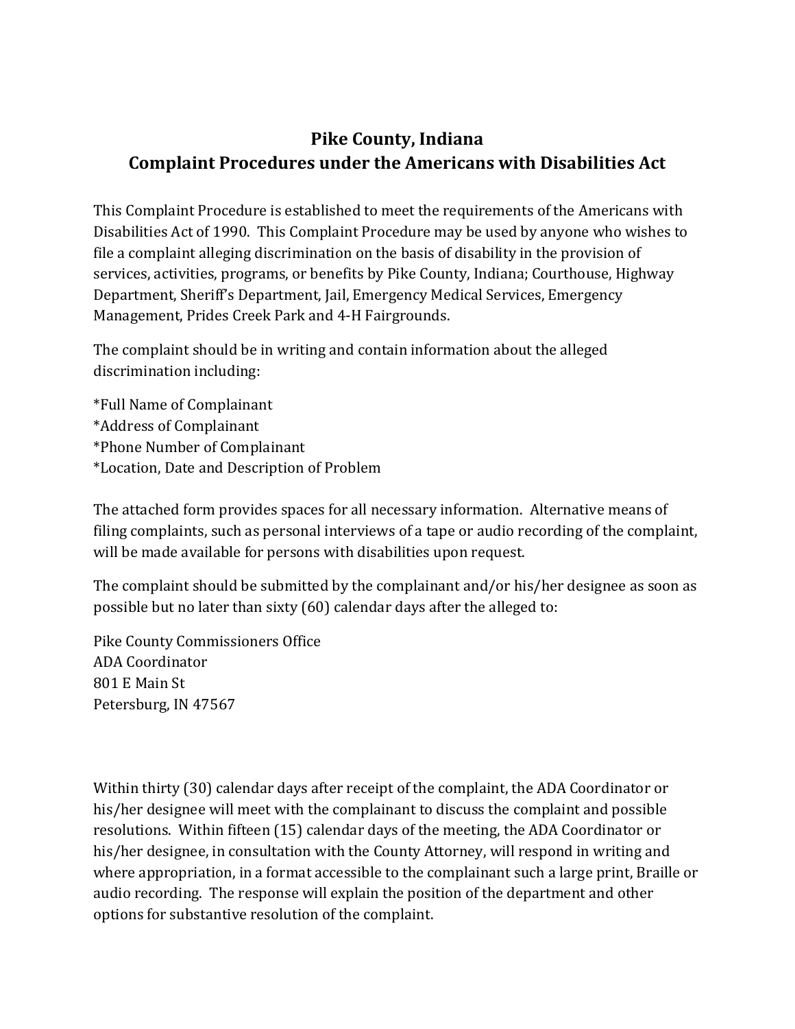# Pike County, Indiana
# Complaint Procedures under the Americans with Disabilities Act

This Complaint Procedure is established to meet the requirements of the Americans with Disabilities Act of 1990. This Complaint Procedure may be used by anyone who wishes to file a complaint alleging discrimination on the basis of disability in the provision of services, activities, programs, or benefits by Pike County, Indiana; Courthouse, Highway Department, Sheriff's Department, Jail, Emergency Medical Services, Emergency Management, Prides Creek Park and 4-H Fairgrounds.

The complaint should be in writing and contain information about the alleged discrimination including:

*Full Name of Complainant
*Address of Complainant
*Phone Number of Complainant
*Location, Date and Description of Problem

The attached form provides spaces for all necessary information. Alternative means of filing complaints, such as personal interviews of a tape or audio recording of the complaint, will be made available for persons with disabilities upon request.

The complaint should be submitted by the complainant and/or his/her designee as soon as possible but no later than sixty (60) calendar days after the alleged to:

Pike County Commissioners Office
ADA Coordinator
801 E Main St
Petersburg, IN 47567

Within thirty (30) calendar days after receipt of the complaint, the ADA Coordinator or his/her designee will meet with the complainant to discuss the complaint and possible resolutions. Within fifteen (15) calendar days of the meeting, the ADA Coordinator or his/her designee, in consultation with the County Attorney, will respond in writing and where appropriation, in a format accessible to the complainant such a large print, Braille or audio recording. The response will explain the position of the department and other options for substantive resolution of the complaint.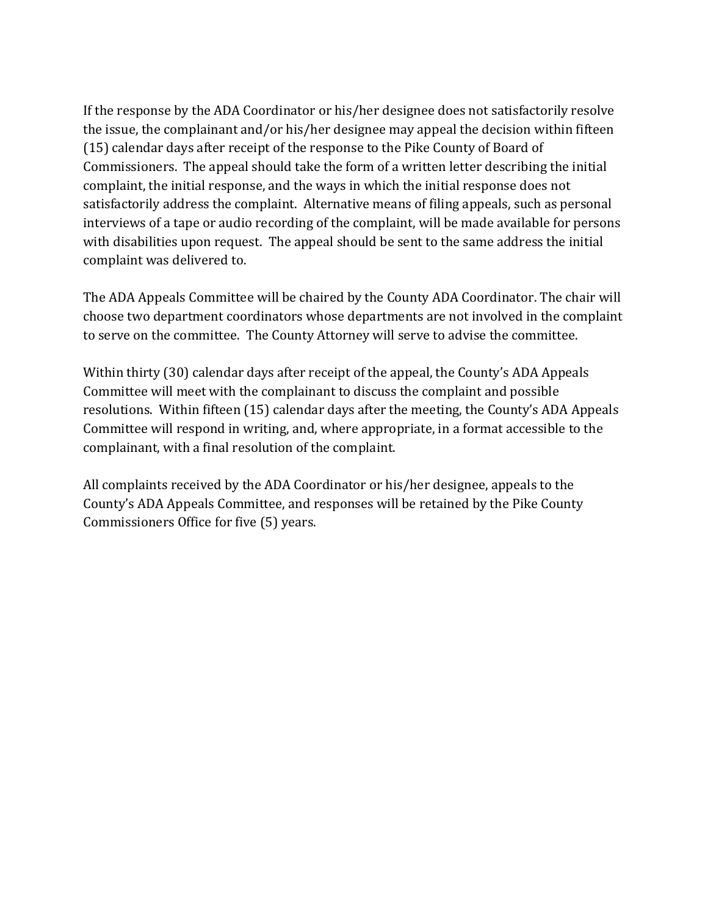If the response by the ADA Coordinator or his/her designee does not satisfactorily resolve the issue, the complainant and/or his/her designee may appeal the decision within fifteen (15) calendar days after receipt of the response to the Pike County of Board of Commissioners. The appeal should take the form of a written letter describing the initial complaint, the initial response, and the ways in which the initial response does not satisfactorily address the complaint. Alternative means of filing appeals, such as personal interviews of a tape or audio recording of the complaint, will be made available for persons with disabilities upon request. The appeal should be sent to the same address the initial complaint was delivered to.

The ADA Appeals Committee will be chaired by the County ADA Coordinator. The chair will choose two department coordinators whose departments are not involved in the complaint to serve on the committee. The County Attorney will serve to advise the committee.

Within thirty (30) calendar days after receipt of the appeal, the County's ADA Appeals Committee will meet with the complainant to discuss the complaint and possible resolutions. Within fifteen (15) calendar days after the meeting, the County's ADA Appeals Committee will respond in writing, and, where appropriate, in a format accessible to the complainant, with a final resolution of the complaint.

All complaints received by the ADA Coordinator or his/her designee, appeals to the County's ADA Appeals Committee, and responses will be retained by the Pike County Commissioners Office for five (5) years.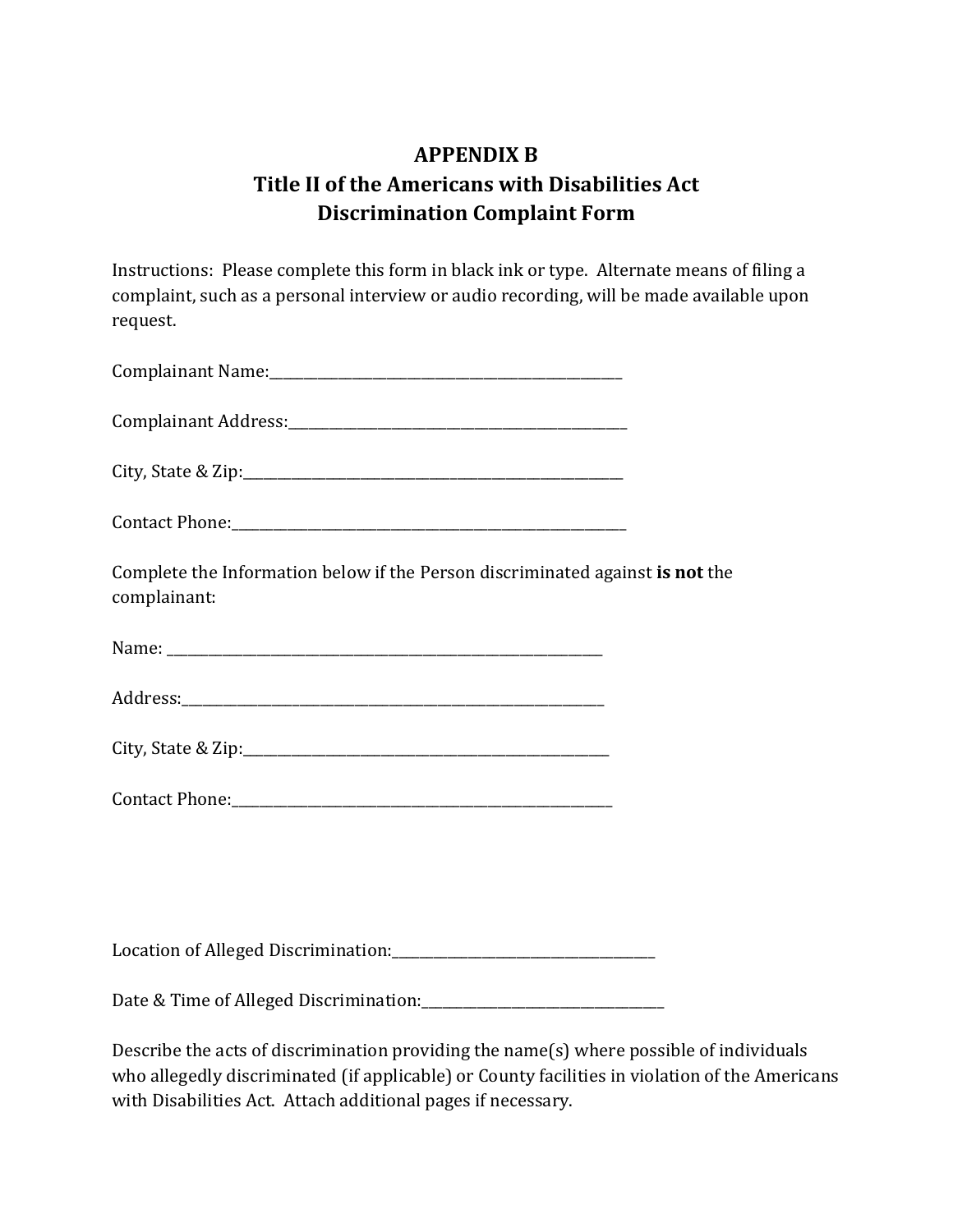# APPENDIX B
## Title II of the Americans with Disabilities Act
## Discrimination Complaint Form

Instructions: Please complete this form in black ink or type. Alternate means of filing a complaint, such as a personal interview or audio recording, will be made available upon request.

Complainant Name:_____________________________________________

Complainant Address:___________________________________________

City, State & Zip:______________________________________________

Contact Phone:________________________________________________

Complete the Information below if the Person discriminated against **is not** the complainant:

Name: _______________________________________________________

Address:______________________________________________________

City, State & Zip:_____________________________________________

Contact Phone:_______________________________________________

Location of Alleged Discrimination:________________________________

Date & Time of Alleged Discrimination:_____________________________

Describe the acts of discrimination providing the name(s) where possible of individuals who allegedly discriminated (if applicable) or County facilities in violation of the Americans with Disabilities Act. Attach additional pages if necessary.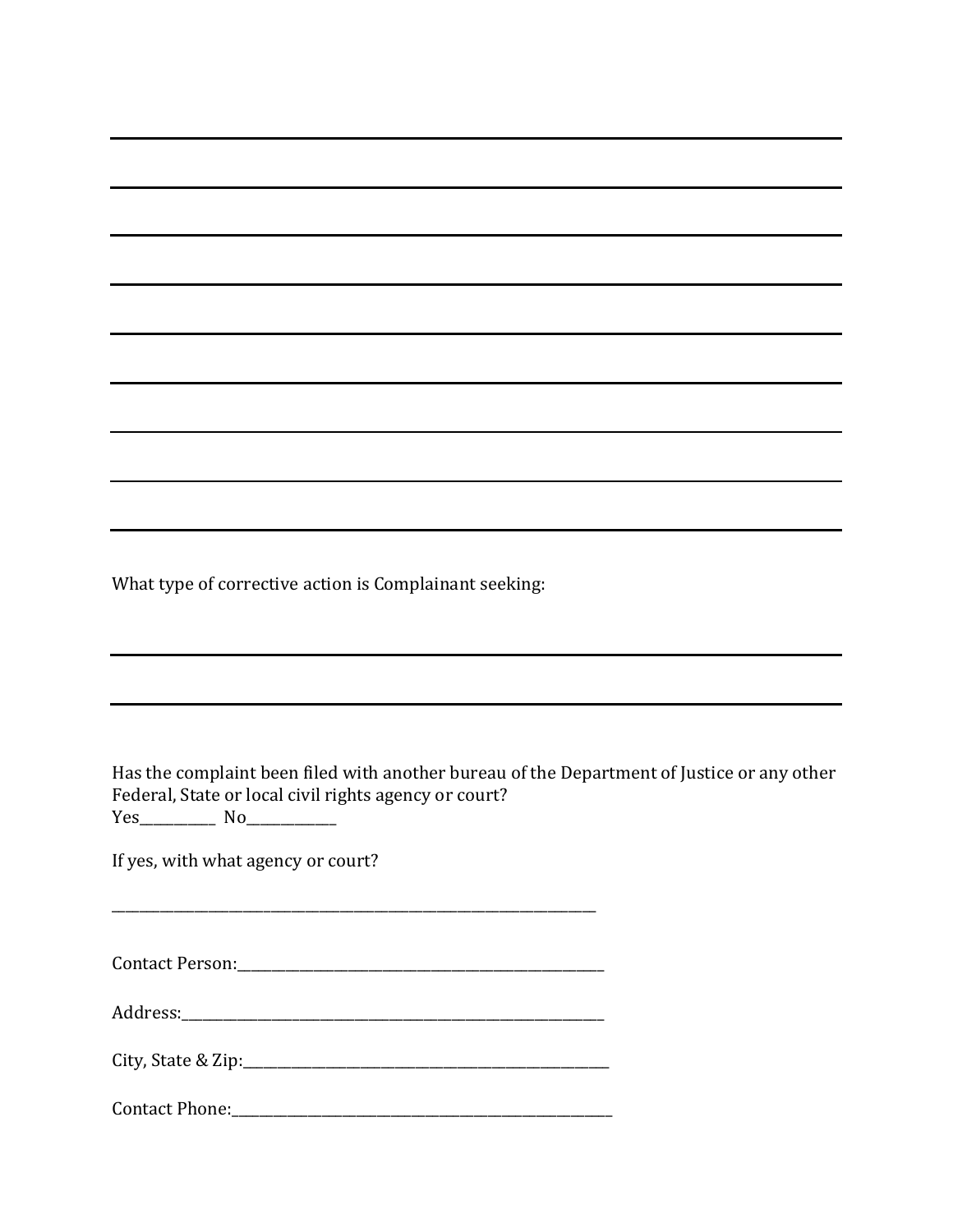What type of corrective action is Complainant seeking:

Has the complaint been filed with another bureau of the Department of Justice or any other Federal, State or local civil rights agency or court?
Yes__________ No___________

If yes, with what agency or court?

_______________________________________________________________

Contact Person:_______________________________________________

Address:_____________________________________________________

City, State & Zip:______________________________________________

Contact Phone:________________________________________________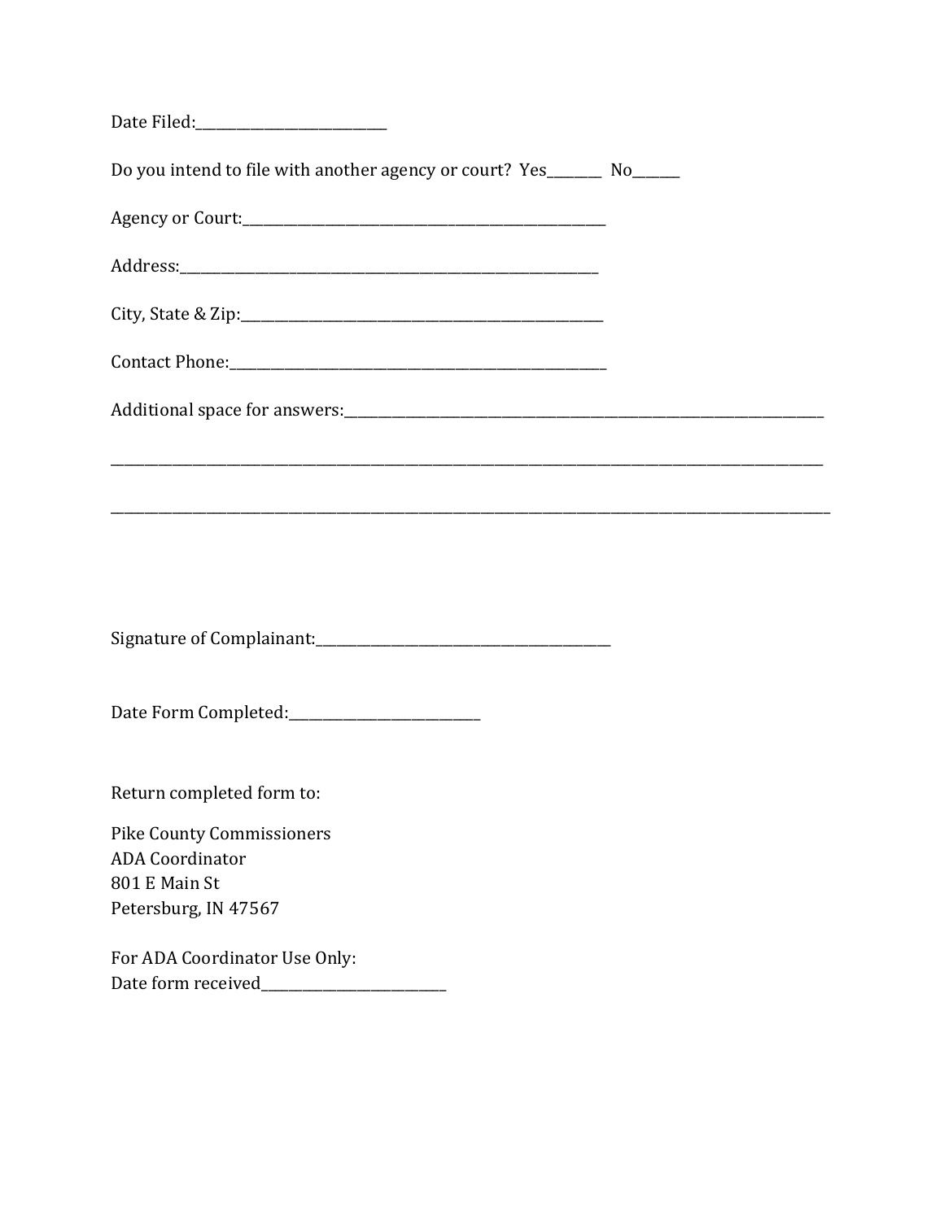Date Filed:___________________________

Do you intend to file with another agency or court? Yes________ No_______

Agency or Court:_____________________________________________________

Address:______________________________________________________________

City, State & Zip:____________________________________________________

Contact Phone:_______________________________________________________

Additional space for answers:_____________________________________________________________________

_______________________________________________________________________________________________________

_______________________________________________________________________________________________________

Signature of Complainant:_________________________________________

Date Form Completed:___________________________

Return completed form to:

Pike County Commissioners
ADA Coordinator
801 E Main St
Petersburg, IN 47567

For ADA Coordinator Use Only:
Date form received___________________________